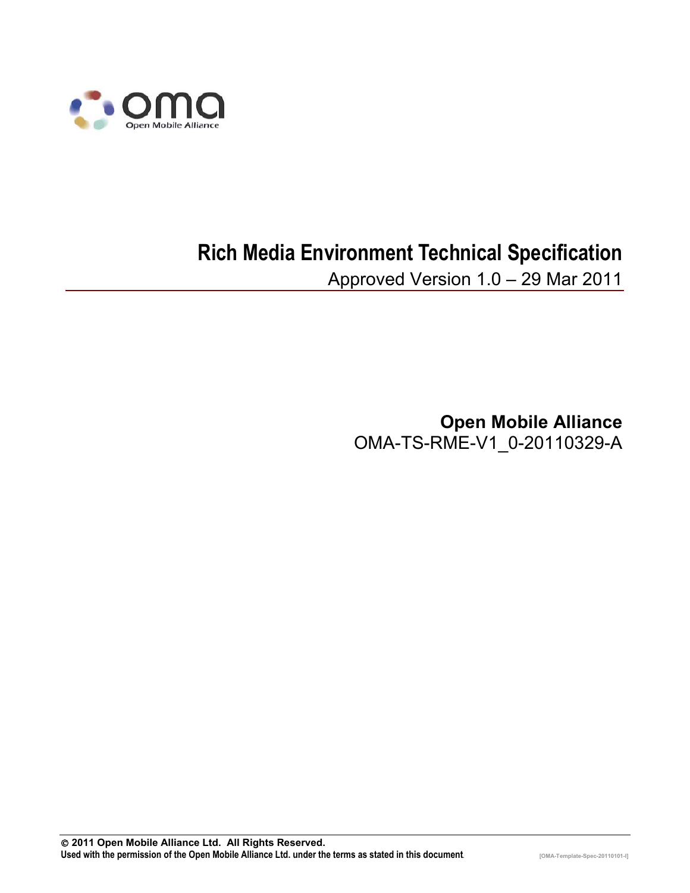# Rich Media Environment Technical Specification

Approved Version 1.0 – 29 Mar 2011

**Open Mobile Alliance**

OMA-TS-RME-V1_0-20110329-A

**© 2011 Open Mobile Alliance Ltd. All Rights Reserved.**
**Used with the permission of the Open Mobile Alliance Ltd. under the terms as stated in this document.**

[OMA-Template-Spec-20110101-I]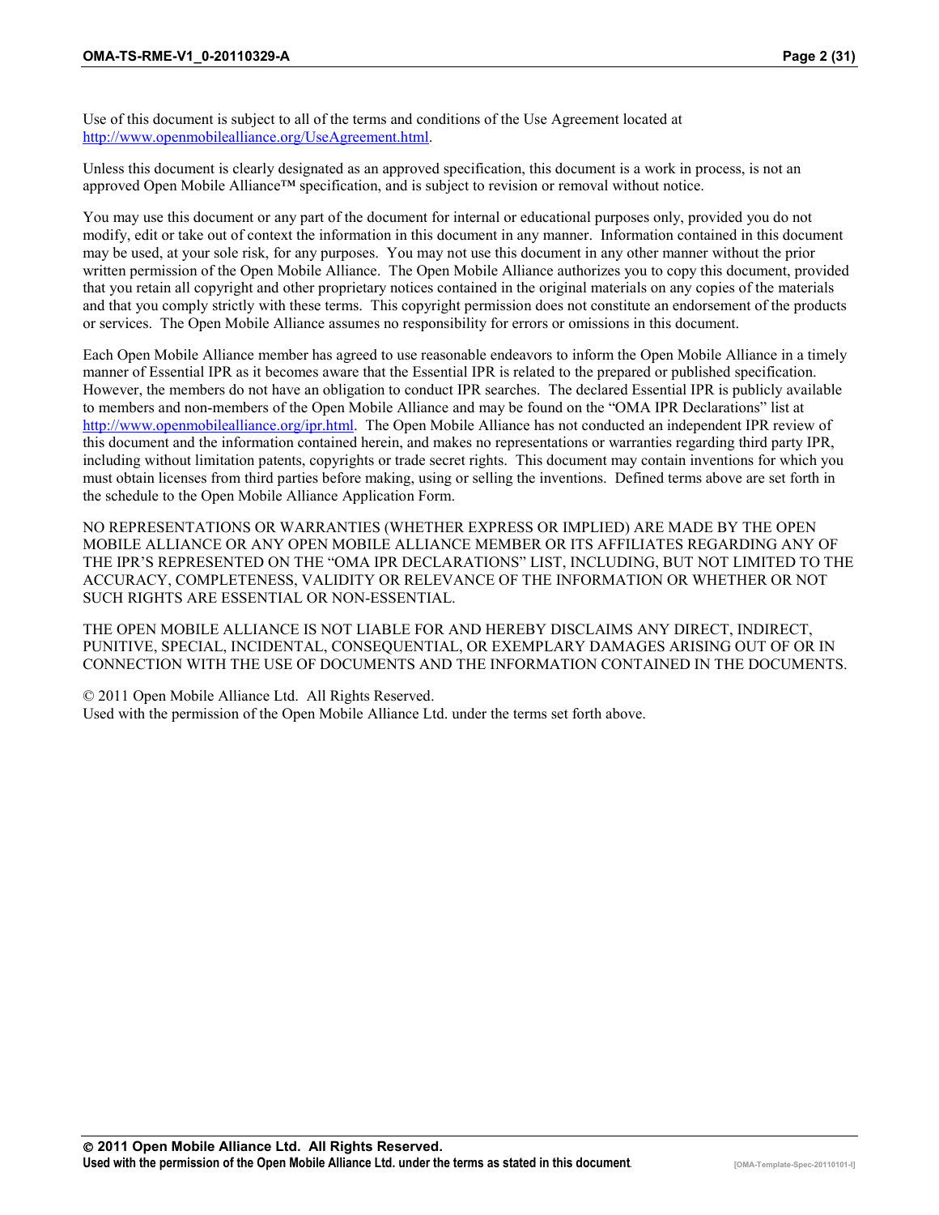Use of this document is subject to all of the terms and conditions of the Use Agreement located at http://www.openmobilealliance.org/UseAgreement.html.

Unless this document is clearly designated as an approved specification, this document is a work in process, is not an approved Open Mobile Alliance™ specification, and is subject to revision or removal without notice.

You may use this document or any part of the document for internal or educational purposes only, provided you do not modify, edit or take out of context the information in this document in any manner. Information contained in this document may be used, at your sole risk, for any purposes. You may not use this document in any other manner without the prior written permission of the Open Mobile Alliance. The Open Mobile Alliance authorizes you to copy this document, provided that you retain all copyright and other proprietary notices contained in the original materials on any copies of the materials and that you comply strictly with these terms. This copyright permission does not constitute an endorsement of the products or services. The Open Mobile Alliance assumes no responsibility for errors or omissions in this document.

Each Open Mobile Alliance member has agreed to use reasonable endeavors to inform the Open Mobile Alliance in a timely manner of Essential IPR as it becomes aware that the Essential IPR is related to the prepared or published specification. However, the members do not have an obligation to conduct IPR searches. The declared Essential IPR is publicly available to members and non-members of the Open Mobile Alliance and may be found on the "OMA IPR Declarations" list at http://www.openmobilealliance.org/ipr.html. The Open Mobile Alliance has not conducted an independent IPR review of this document and the information contained herein, and makes no representations or warranties regarding third party IPR, including without limitation patents, copyrights or trade secret rights. This document may contain inventions for which you must obtain licenses from third parties before making, using or selling the inventions. Defined terms above are set forth in the schedule to the Open Mobile Alliance Application Form.

NO REPRESENTATIONS OR WARRANTIES (WHETHER EXPRESS OR IMPLIED) ARE MADE BY THE OPEN MOBILE ALLIANCE OR ANY OPEN MOBILE ALLIANCE MEMBER OR ITS AFFILIATES REGARDING ANY OF THE IPR'S REPRESENTED ON THE "OMA IPR DECLARATIONS" LIST, INCLUDING, BUT NOT LIMITED TO THE ACCURACY, COMPLETENESS, VALIDITY OR RELEVANCE OF THE INFORMATION OR WHETHER OR NOT SUCH RIGHTS ARE ESSENTIAL OR NON-ESSENTIAL.

THE OPEN MOBILE ALLIANCE IS NOT LIABLE FOR AND HEREBY DISCLAIMS ANY DIRECT, INDIRECT, PUNITIVE, SPECIAL, INCIDENTAL, CONSEQUENTIAL, OR EXEMPLARY DAMAGES ARISING OUT OF OR IN CONNECTION WITH THE USE OF DOCUMENTS AND THE INFORMATION CONTAINED IN THE DOCUMENTS.

© 2011 Open Mobile Alliance Ltd. All Rights Reserved.
Used with the permission of the Open Mobile Alliance Ltd. under the terms set forth above.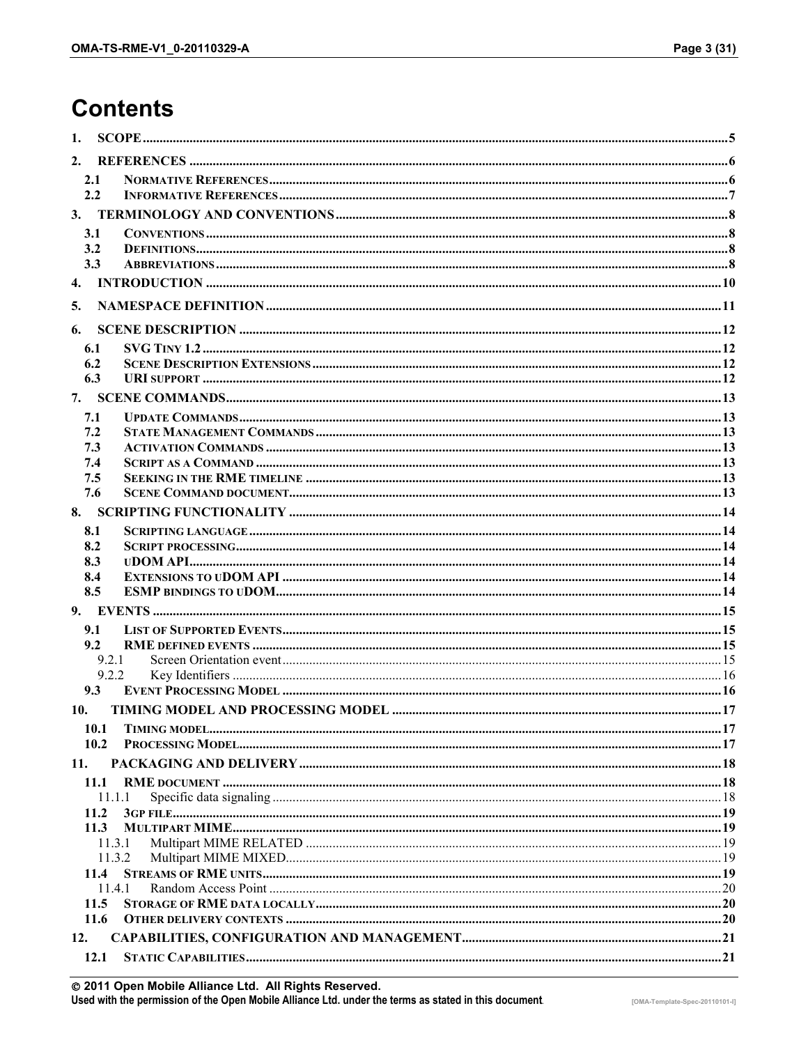# Contents

1. SCOPE .......... 5
2. REFERENCES .......... 6
   - 2.1 NORMATIVE REFERENCES .......... 6
   - 2.2 INFORMATIVE REFERENCES .......... 7
3. TERMINOLOGY AND CONVENTIONS .......... 8
   - 3.1 CONVENTIONS .......... 8
   - 3.2 DEFINITIONS .......... 8
   - 3.3 ABBREVIATIONS .......... 8
4. INTRODUCTION .......... 10
5. NAMESPACE DEFINITION .......... 11
6. SCENE DESCRIPTION .......... 12
   - 6.1 SVG TINY 1.2 .......... 12
   - 6.2 SCENE DESCRIPTION EXTENSIONS .......... 12
   - 6.3 URI SUPPORT .......... 12
7. SCENE COMMANDS .......... 13
   - 7.1 UPDATE COMMANDS .......... 13
   - 7.2 STATE MANAGEMENT COMMANDS .......... 13
   - 7.3 ACTIVATION COMMANDS .......... 13
   - 7.4 SCRIPT AS A COMMAND .......... 13
   - 7.5 SEEKING IN THE RME TIMELINE .......... 13
   - 7.6 SCENE COMMAND DOCUMENT .......... 13
8. SCRIPTING FUNCTIONALITY .......... 14
   - 8.1 SCRIPTING LANGUAGE .......... 14
   - 8.2 SCRIPT PROCESSING .......... 14
   - 8.3 UDOM API .......... 14
   - 8.4 EXTENSIONS TO UDOM API .......... 14
   - 8.5 ESMP BINDINGS TO UDOM .......... 14
9. EVENTS .......... 15
   - 9.1 LIST OF SUPPORTED EVENTS .......... 15
   - 9.2 RME DEFINED EVENTS .......... 15
     - 9.2.1 Screen Orientation event .......... 15
     - 9.2.2 Key Identifiers .......... 16
   - 9.3 EVENT PROCESSING MODEL .......... 16
10. TIMING MODEL AND PROCESSING MODEL .......... 17
    - 10.1 TIMING MODEL .......... 17
    - 10.2 PROCESSING MODEL .......... 17
11. PACKAGING AND DELIVERY .......... 18
    - 11.1 RME DOCUMENT .......... 18
      - 11.1.1 Specific data signaling .......... 18
    - 11.2 3GP FILE .......... 19
    - 11.3 MULTIPART MIME .......... 19
      - 11.3.1 Multipart MIME RELATED .......... 19
      - 11.3.2 Multipart MIME MIXED .......... 19
    - 11.4 STREAMS OF RME UNITS .......... 19
      - 11.4.1 Random Access Point .......... 20
    - 11.5 STORAGE OF RME DATA LOCALLY .......... 20
    - 11.6 OTHER DELIVERY CONTEXTS .......... 20
12. CAPABILITIES, CONFIGURATION AND MANAGEMENT .......... 21
    - 12.1 STATIC CAPABILITIES .......... 21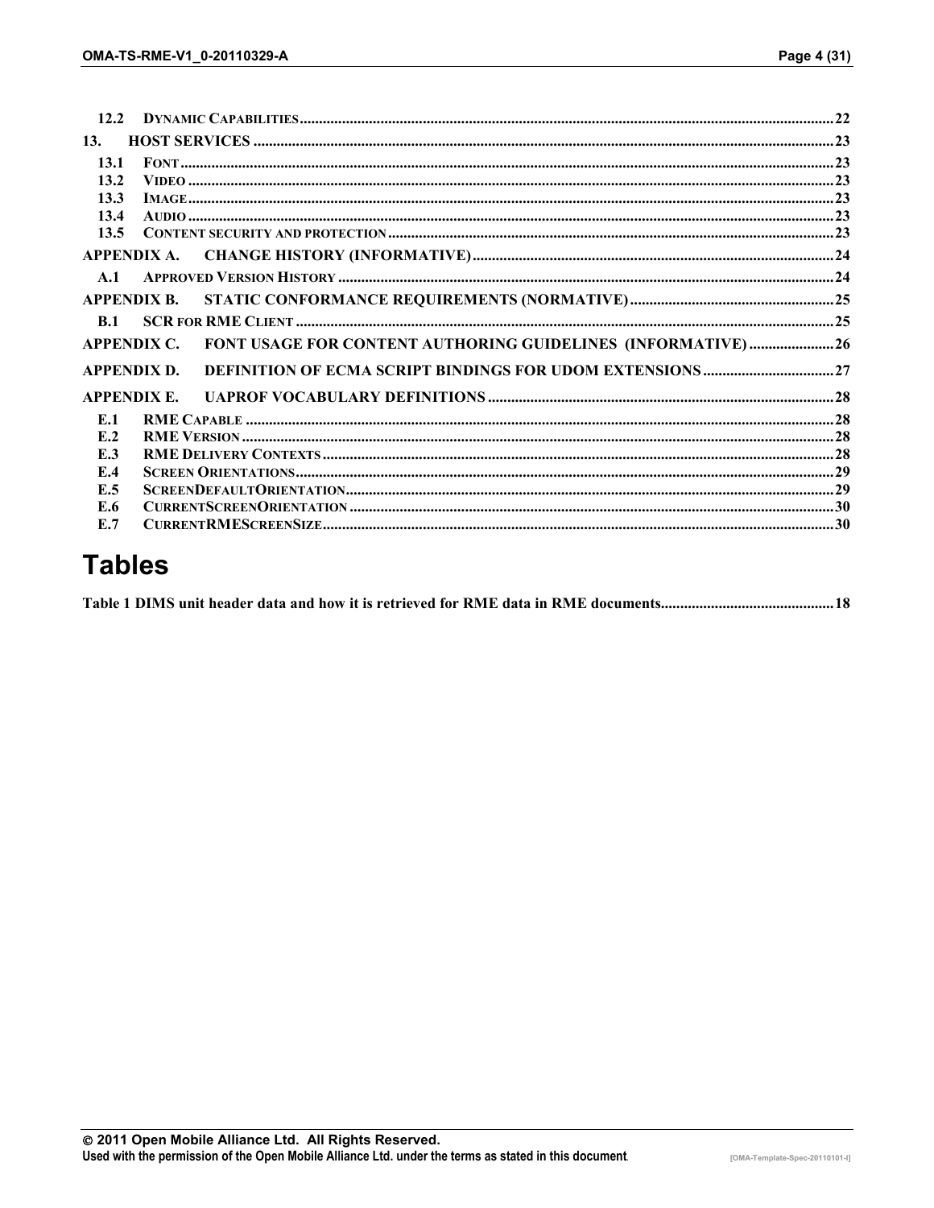12.2 DYNAMIC CAPABILITIES ........................................................................................................................................... 22

13. HOST SERVICES ............................................................................................................................................... 23

13.1 FONT ........................................................................................................................................................................ 23
13.2 VIDEO ...................................................................................................................................................................... 23
13.3 IMAGE ...................................................................................................................................................................... 23
13.4 AUDIO ...................................................................................................................................................................... 23
13.5 CONTENT SECURITY AND PROTECTION ..................................................................................................................... 23

APPENDIX A. CHANGE HISTORY (INFORMATIVE) ............................................................................................ 24

A.1 APPROVED VERSION HISTORY ................................................................................................................................ 24

APPENDIX B. STATIC CONFORMANCE REQUIREMENTS (NORMATIVE) ..................................................... 25

B.1 SCR FOR RME CLIENT ............................................................................................................................................. 25

APPENDIX C. FONT USAGE FOR CONTENT AUTHORING GUIDELINES (INFORMATIVE) ...................... 26

APPENDIX D. DEFINITION OF ECMA SCRIPT BINDINGS FOR UDOM EXTENSIONS .................................. 27

APPENDIX E. UAPROF VOCABULARY DEFINITIONS ......................................................................................... 28

E.1 RME CAPABLE ........................................................................................................................................................ 28
E.2 RME VERSION ......................................................................................................................................................... 28
E.3 RME DELIVERY CONTEXTS ..................................................................................................................................... 28
E.4 SCREEN ORIENTATIONS ............................................................................................................................................ 29
E.5 SCREENDEFAULTORIENTATION ................................................................................................................................ 29
E.6 CURRENTSCREENORIENTATION ............................................................................................................................... 30
E.7 CURRENTRMESCREENSIZE ....................................................................................................................................... 30

# Tables

Table 1 DIMS unit header data and how it is retrieved for RME data in RME documents ............................................ 18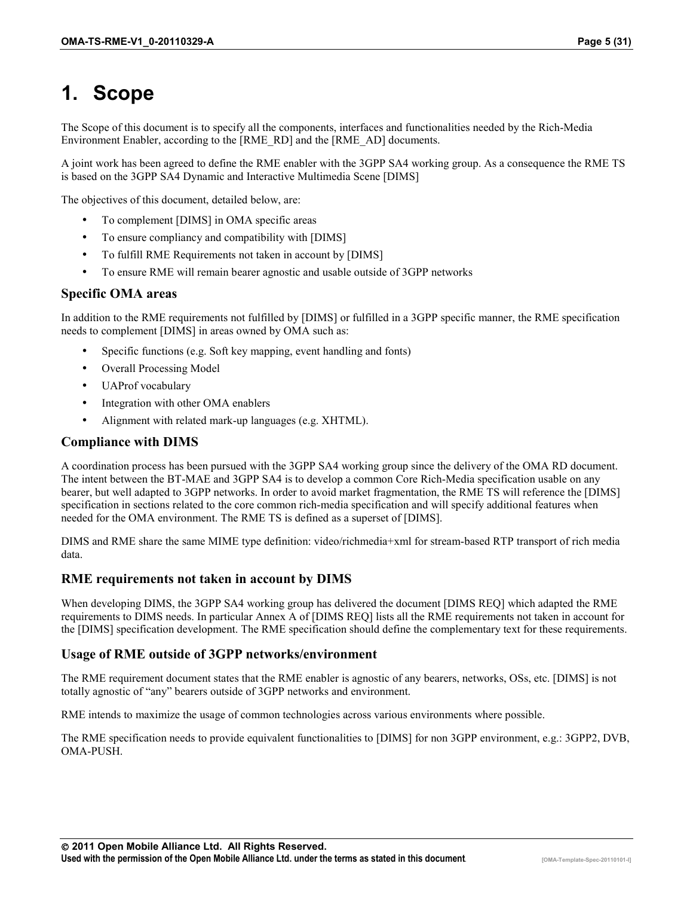# 1. Scope

The Scope of this document is to specify all the components, interfaces and functionalities needed by the Rich-Media Environment Enabler, according to the [RME_RD] and the [RME_AD] documents.

A joint work has been agreed to define the RME enabler with the 3GPP SA4 working group. As a consequence the RME TS is based on the 3GPP SA4 Dynamic and Interactive Multimedia Scene [DIMS]

The objectives of this document, detailed below, are:

- To complement [DIMS] in OMA specific areas
- To ensure compliancy and compatibility with [DIMS]
- To fulfill RME Requirements not taken in account by [DIMS]
- To ensure RME will remain bearer agnostic and usable outside of 3GPP networks

### Specific OMA areas

In addition to the RME requirements not fulfilled by [DIMS] or fulfilled in a 3GPP specific manner, the RME specification needs to complement [DIMS] in areas owned by OMA such as:

- Specific functions (e.g. Soft key mapping, event handling and fonts)
- Overall Processing Model
- UAProf vocabulary
- Integration with other OMA enablers
- Alignment with related mark-up languages (e.g. XHTML).

### Compliance with DIMS

A coordination process has been pursued with the 3GPP SA4 working group since the delivery of the OMA RD document. The intent between the BT-MAE and 3GPP SA4 is to develop a common Core Rich-Media specification usable on any bearer, but well adapted to 3GPP networks. In order to avoid market fragmentation, the RME TS will reference the [DIMS] specification in sections related to the core common rich-media specification and will specify additional features when needed for the OMA environment. The RME TS is defined as a superset of [DIMS].

DIMS and RME share the same MIME type definition: video/richmedia+xml for stream-based RTP transport of rich media data.

### RME requirements not taken in account by DIMS

When developing DIMS, the 3GPP SA4 working group has delivered the document [DIMS REQ] which adapted the RME requirements to DIMS needs. In particular Annex A of [DIMS REQ] lists all the RME requirements not taken in account for the [DIMS] specification development. The RME specification should define the complementary text for these requirements.

### Usage of RME outside of 3GPP networks/environment

The RME requirement document states that the RME enabler is agnostic of any bearers, networks, OSs, etc. [DIMS] is not totally agnostic of "any" bearers outside of 3GPP networks and environment.

RME intends to maximize the usage of common technologies across various environments where possible.

The RME specification needs to provide equivalent functionalities to [DIMS] for non 3GPP environment, e.g.: 3GPP2, DVB, OMA-PUSH.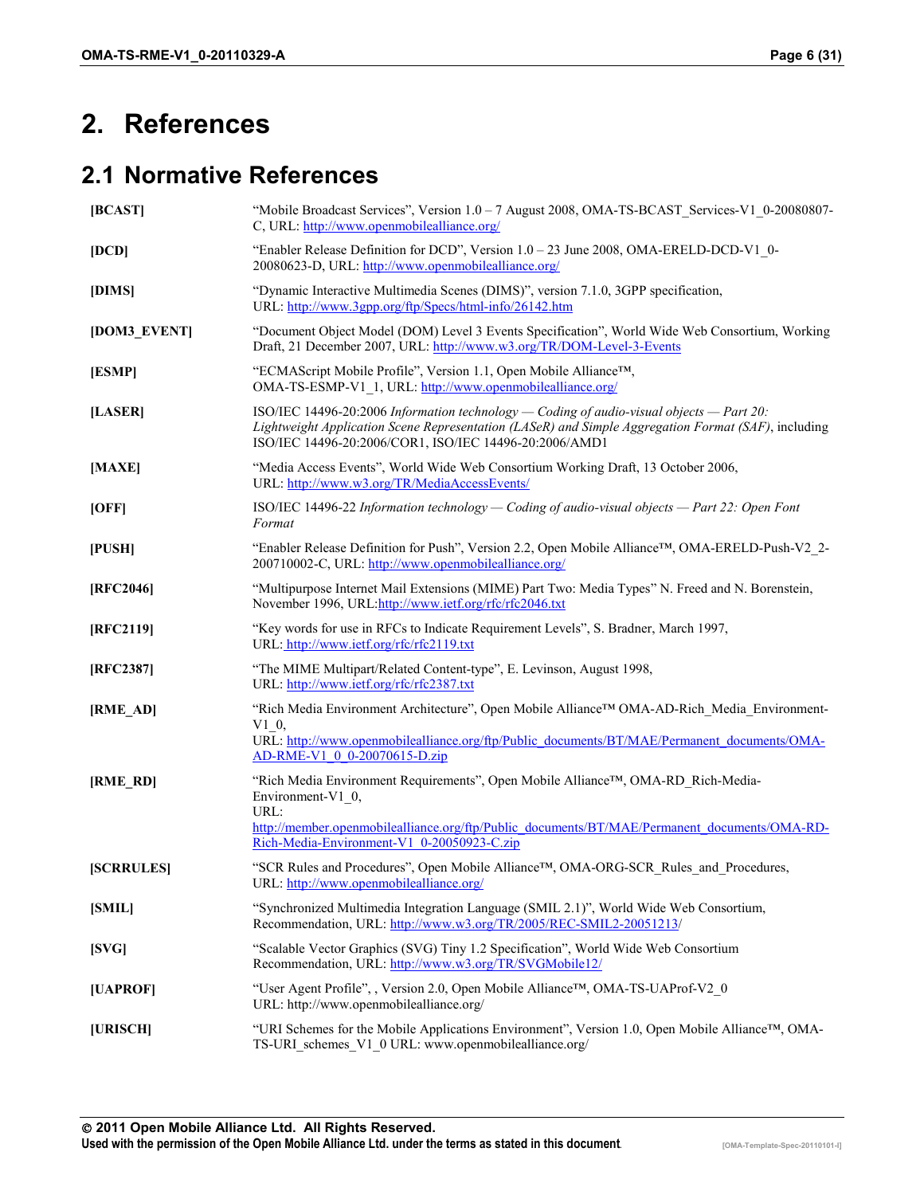# 2. References

## 2.1 Normative References

| | |
|---|---|
| **[BCAST]** | "Mobile Broadcast Services", Version 1.0 – 7 August 2008, OMA-TS-BCAST_Services-V1_0-20080807-C, URL: http://www.openmobilealliance.org/ |
| **[DCD]** | "Enabler Release Definition for DCD", Version 1.0 – 23 June 2008, OMA-ERELD-DCD-V1_0-20080623-D, URL: http://www.openmobilealliance.org/ |
| **[DIMS]** | "Dynamic Interactive Multimedia Scenes (DIMS)", version 7.1.0, 3GPP specification, URL: http://www.3gpp.org/ftp/Specs/html-info/26142.htm |
| **[DOM3_EVENT]** | "Document Object Model (DOM) Level 3 Events Specification", World Wide Web Consortium, Working Draft, 21 December 2007, URL: http://www.w3.org/TR/DOM-Level-3-Events |
| **[ESMP]** | "ECMAScript Mobile Profile", Version 1.1, Open Mobile Alliance™, OMA-TS-ESMP-V1_1, URL: http://www.openmobilealliance.org/ |
| **[LASER]** | ISO/IEC 14496-20:2006 *Information technology — Coding of audio-visual objects — Part 20: Lightweight Application Scene Representation (LASeR) and Simple Aggregation Format (SAF)*, including ISO/IEC 14496-20:2006/COR1, ISO/IEC 14496-20:2006/AMD1 |
| **[MAXE]** | "Media Access Events", World Wide Web Consortium Working Draft, 13 October 2006, URL: http://www.w3.org/TR/MediaAccessEvents/ |
| **[OFF]** | ISO/IEC 14496-22 *Information technology — Coding of audio-visual objects — Part 22: Open Font Format* |
| **[PUSH]** | "Enabler Release Definition for Push", Version 2.2, Open Mobile Alliance™, OMA-ERELD-Push-V2_2-200710002-C, URL: http://www.openmobilealliance.org/ |
| **[RFC2046]** | "Multipurpose Internet Mail Extensions (MIME) Part Two: Media Types" N. Freed and N. Borenstein, November 1996, URL:http://www.ietf.org/rfc/rfc2046.txt |
| **[RFC2119]** | "Key words for use in RFCs to Indicate Requirement Levels", S. Bradner, March 1997, URL: http://www.ietf.org/rfc/rfc2119.txt |
| **[RFC2387]** | "The MIME Multipart/Related Content-type", E. Levinson, August 1998, URL: http://www.ietf.org/rfc/rfc2387.txt |
| **[RME_AD]** | "Rich Media Environment Architecture", Open Mobile Alliance™ OMA-AD-Rich_Media_Environment-V1_0, URL: http://www.openmobilealliance.org/ftp/Public_documents/BT/MAE/Permanent_documents/OMA-AD-RME-V1_0_0-20070615-D.zip |
| **[RME_RD]** | "Rich Media Environment Requirements", Open Mobile Alliance™, OMA-RD_Rich-Media-Environment-V1_0, URL: http://member.openmobilealliance.org/ftp/Public_documents/BT/MAE/Permanent_documents/OMA-RD-Rich-Media-Environment-V1_0-20050923-C.zip |
| **[SCRRULES]** | "SCR Rules and Procedures", Open Mobile Alliance™, OMA-ORG-SCR_Rules_and_Procedures, URL: http://www.openmobilealliance.org/ |
| **[SMIL]** | "Synchronized Multimedia Integration Language (SMIL 2.1)", World Wide Web Consortium, Recommendation, URL: http://www.w3.org/TR/2005/REC-SMIL2-20051213/ |
| **[SVG]** | "Scalable Vector Graphics (SVG) Tiny 1.2 Specification", World Wide Web Consortium Recommendation, URL: http://www.w3.org/TR/SVGMobile12/ |
| **[UAPROF]** | "User Agent Profile", , Version 2.0, Open Mobile Alliance™, OMA-TS-UAProf-V2_0 URL: http://www.openmobilealliance.org/ |
| **[URISCH]** | "URI Schemes for the Mobile Applications Environment", Version 1.0, Open Mobile Alliance™, OMA-TS-URI_schemes_V1_0 URL: www.openmobilealliance.org/ |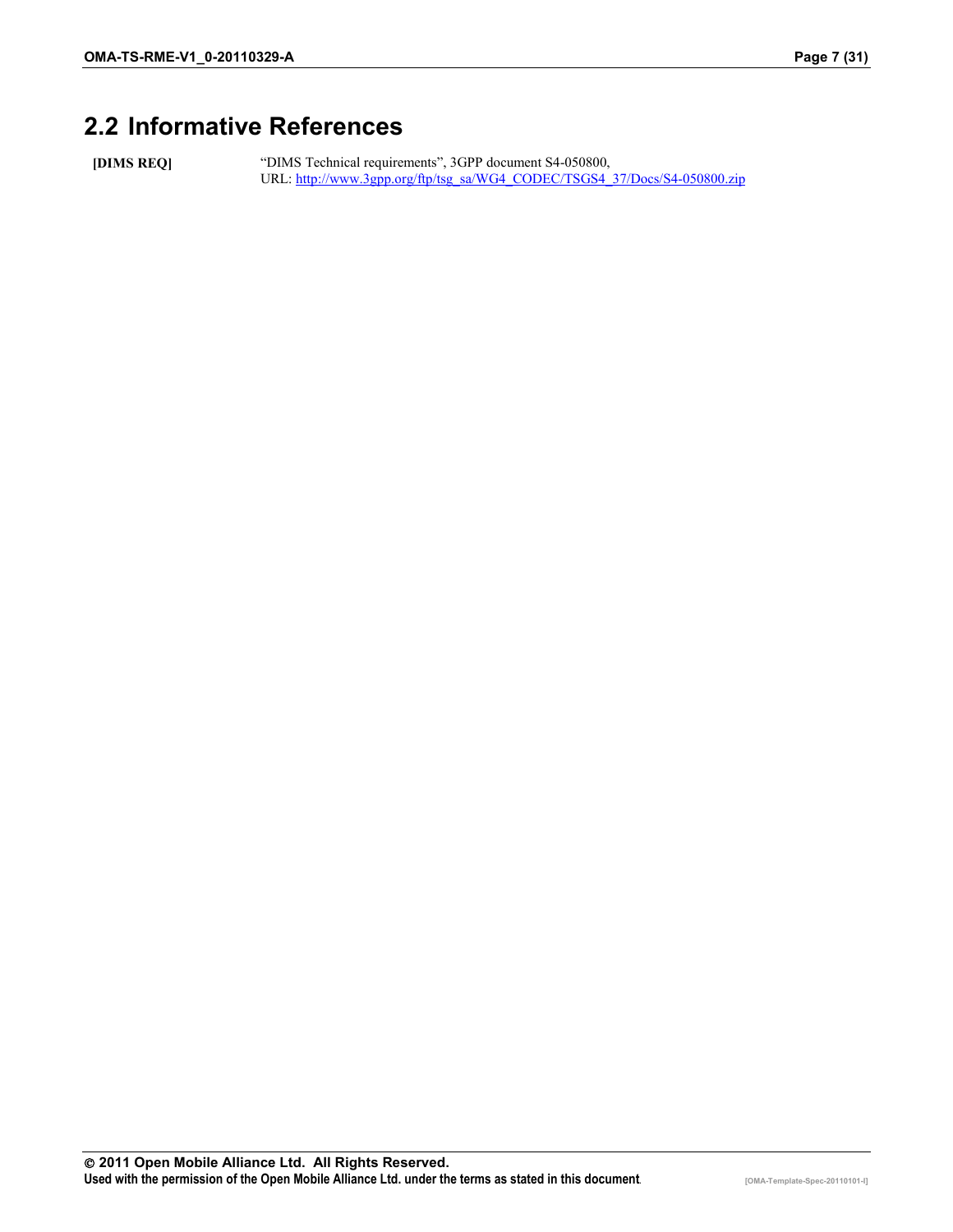## 2.2 Informative References

| | |
|---|---|
| **[DIMS REQ]** | "DIMS Technical requirements", 3GPP document S4-050800, URL: http://www.3gpp.org/ftp/tsg_sa/WG4_CODEC/TSGS4_37/Docs/S4-050800.zip |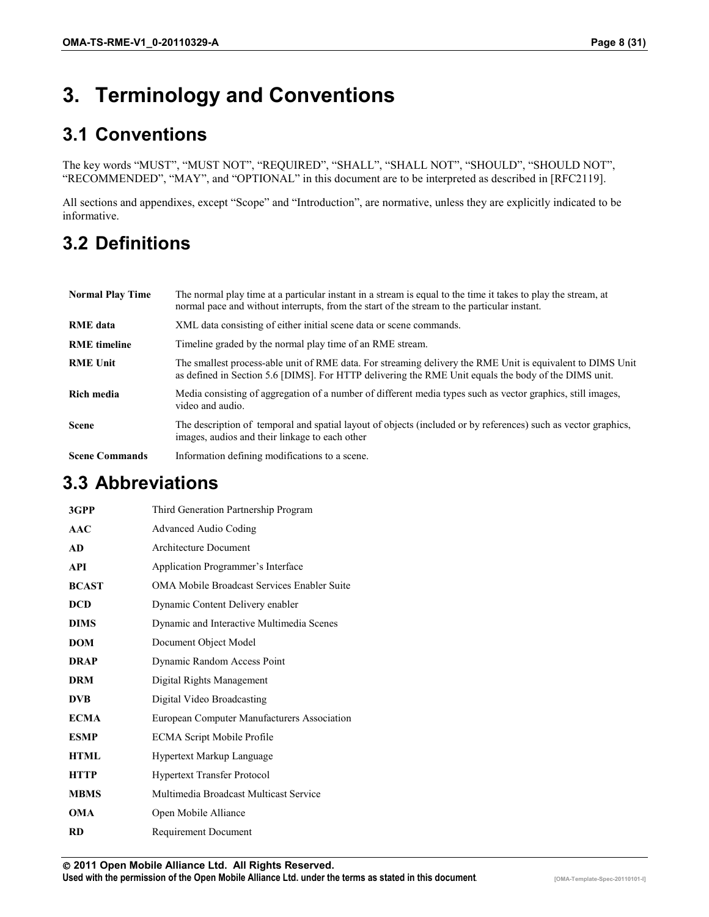# 3. Terminology and Conventions

## 3.1 Conventions

The key words “MUST”, “MUST NOT”, “REQUIRED”, “SHALL”, “SHALL NOT”, “SHOULD”, “SHOULD NOT”, “RECOMMENDED”, “MAY”, and “OPTIONAL” in this document are to be interpreted as described in [RFC2119].

All sections and appendixes, except “Scope” and “Introduction”, are normative, unless they are explicitly indicated to be informative.

## 3.2 Definitions

| | |
|---|---|
| **Normal Play Time** | The normal play time at a particular instant in a stream is equal to the time it takes to play the stream, at normal pace and without interrupts, from the start of the stream to the particular instant. |
| **RME data** | XML data consisting of either initial scene data or scene commands. |
| **RME timeline** | Timeline graded by the normal play time of an RME stream. |
| **RME Unit** | The smallest process-able unit of RME data. For streaming delivery the RME Unit is equivalent to DIMS Unit as defined in Section 5.6 [DIMS]. For HTTP delivering the RME Unit equals the body of the DIMS unit. |
| **Rich media** | Media consisting of aggregation of a number of different media types such as vector graphics, still images, video and audio. |
| **Scene** | The description of temporal and spatial layout of objects (included or by references) such as vector graphics, images, audios and their linkage to each other |
| **Scene Commands** | Information defining modifications to a scene. |

## 3.3 Abbreviations

| | |
|---|---|
| **3GPP** | Third Generation Partnership Program |
| **AAC** | Advanced Audio Coding |
| **AD** | Architecture Document |
| **API** | Application Programmer’s Interface |
| **BCAST** | OMA Mobile Broadcast Services Enabler Suite |
| **DCD** | Dynamic Content Delivery enabler |
| **DIMS** | Dynamic and Interactive Multimedia Scenes |
| **DOM** | Document Object Model |
| **DRAP** | Dynamic Random Access Point |
| **DRM** | Digital Rights Management |
| **DVB** | Digital Video Broadcasting |
| **ECMA** | European Computer Manufacturers Association |
| **ESMP** | ECMA Script Mobile Profile |
| **HTML** | Hypertext Markup Language |
| **HTTP** | Hypertext Transfer Protocol |
| **MBMS** | Multimedia Broadcast Multicast Service |
| **OMA** | Open Mobile Alliance |
| **RD** | Requirement Document |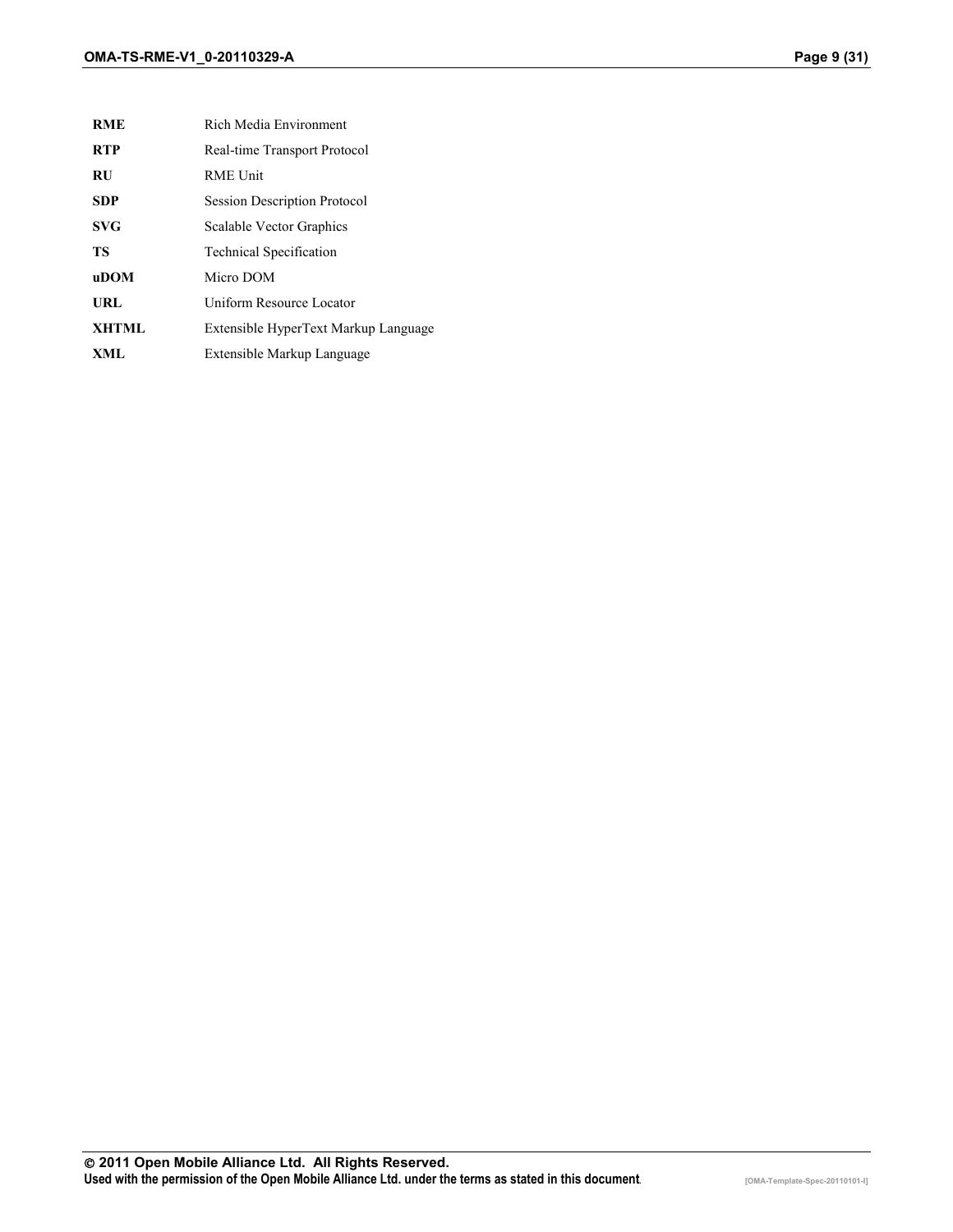| | |
|---|---|
| **RME** | Rich Media Environment |
| **RTP** | Real-time Transport Protocol |
| **RU** | RME Unit |
| **SDP** | Session Description Protocol |
| **SVG** | Scalable Vector Graphics |
| **TS** | Technical Specification |
| **uDOM** | Micro DOM |
| **URL** | Uniform Resource Locator |
| **XHTML** | Extensible HyperText Markup Language |
| **XML** | Extensible Markup Language |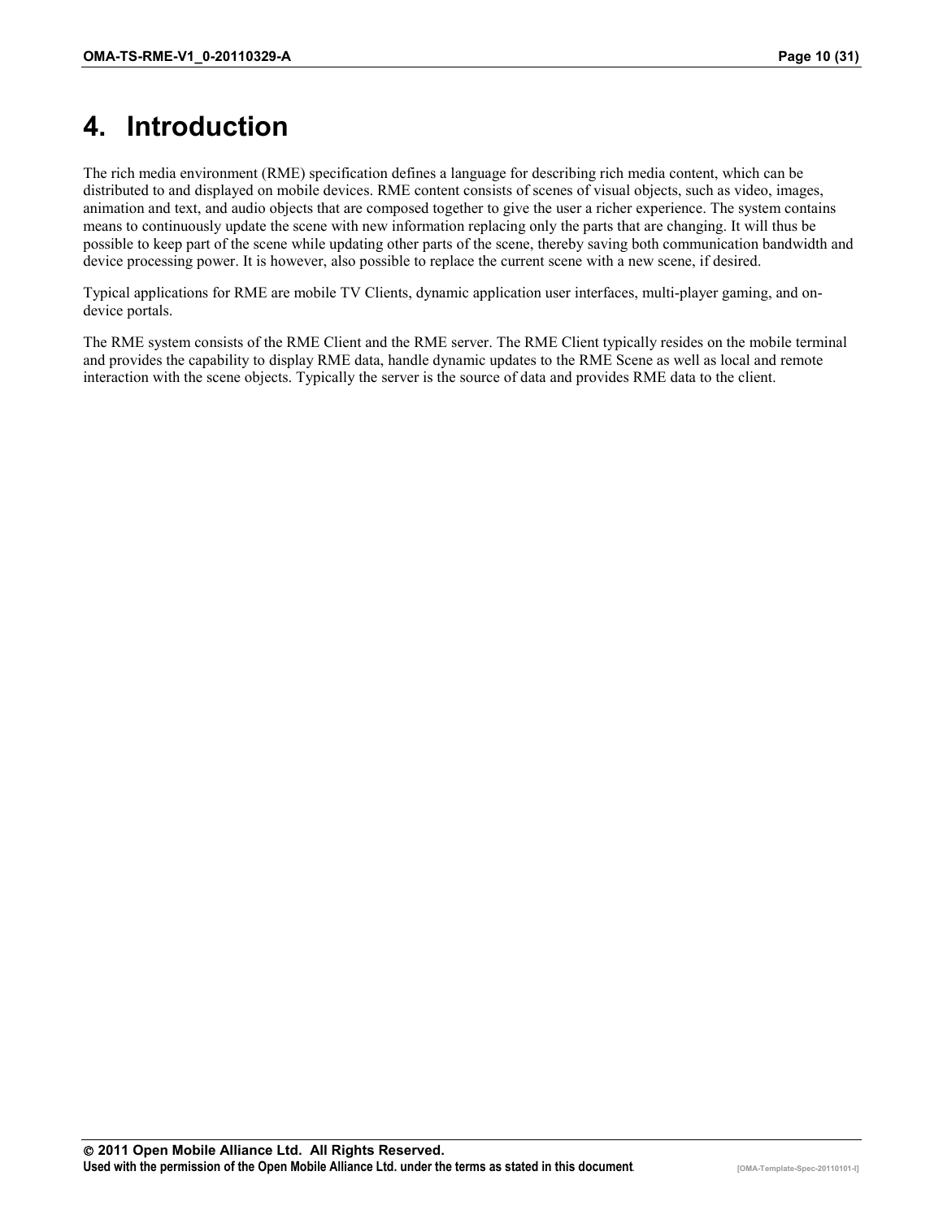# 4. Introduction

The rich media environment (RME) specification defines a language for describing rich media content, which can be distributed to and displayed on mobile devices. RME content consists of scenes of visual objects, such as video, images, animation and text, and audio objects that are composed together to give the user a richer experience. The system contains means to continuously update the scene with new information replacing only the parts that are changing. It will thus be possible to keep part of the scene while updating other parts of the scene, thereby saving both communication bandwidth and device processing power. It is however, also possible to replace the current scene with a new scene, if desired.

Typical applications for RME are mobile TV Clients, dynamic application user interfaces, multi-player gaming, and on-device portals.

The RME system consists of the RME Client and the RME server. The RME Client typically resides on the mobile terminal and provides the capability to display RME data, handle dynamic updates to the RME Scene as well as local and remote interaction with the scene objects. Typically the server is the source of data and provides RME data to the client.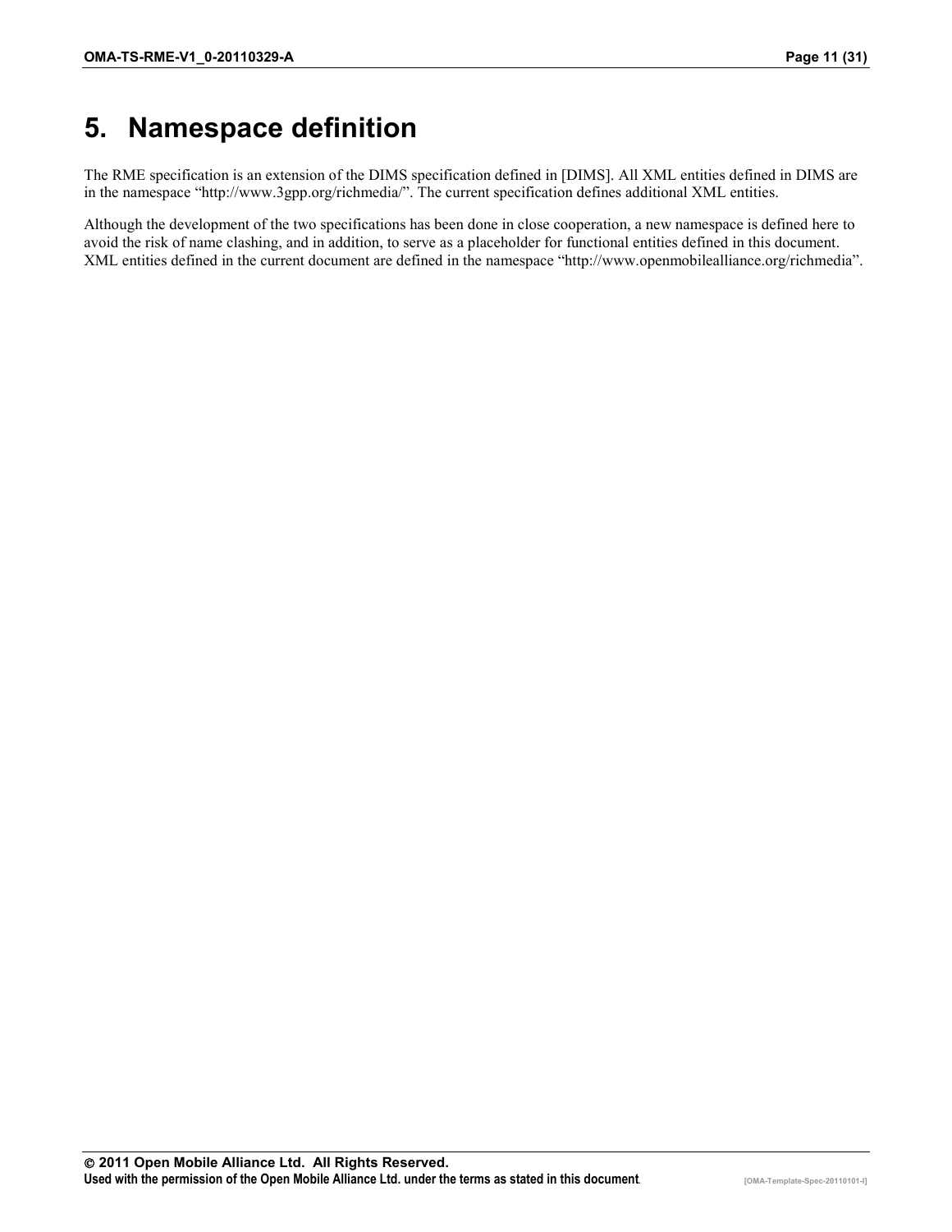# 5. Namespace definition

The RME specification is an extension of the DIMS specification defined in [DIMS]. All XML entities defined in DIMS are in the namespace “http://www.3gpp.org/richmedia/”. The current specification defines additional XML entities.

Although the development of the two specifications has been done in close cooperation, a new namespace is defined here to avoid the risk of name clashing, and in addition, to serve as a placeholder for functional entities defined in this document. XML entities defined in the current document are defined in the namespace “http://www.openmobilealliance.org/richmedia”.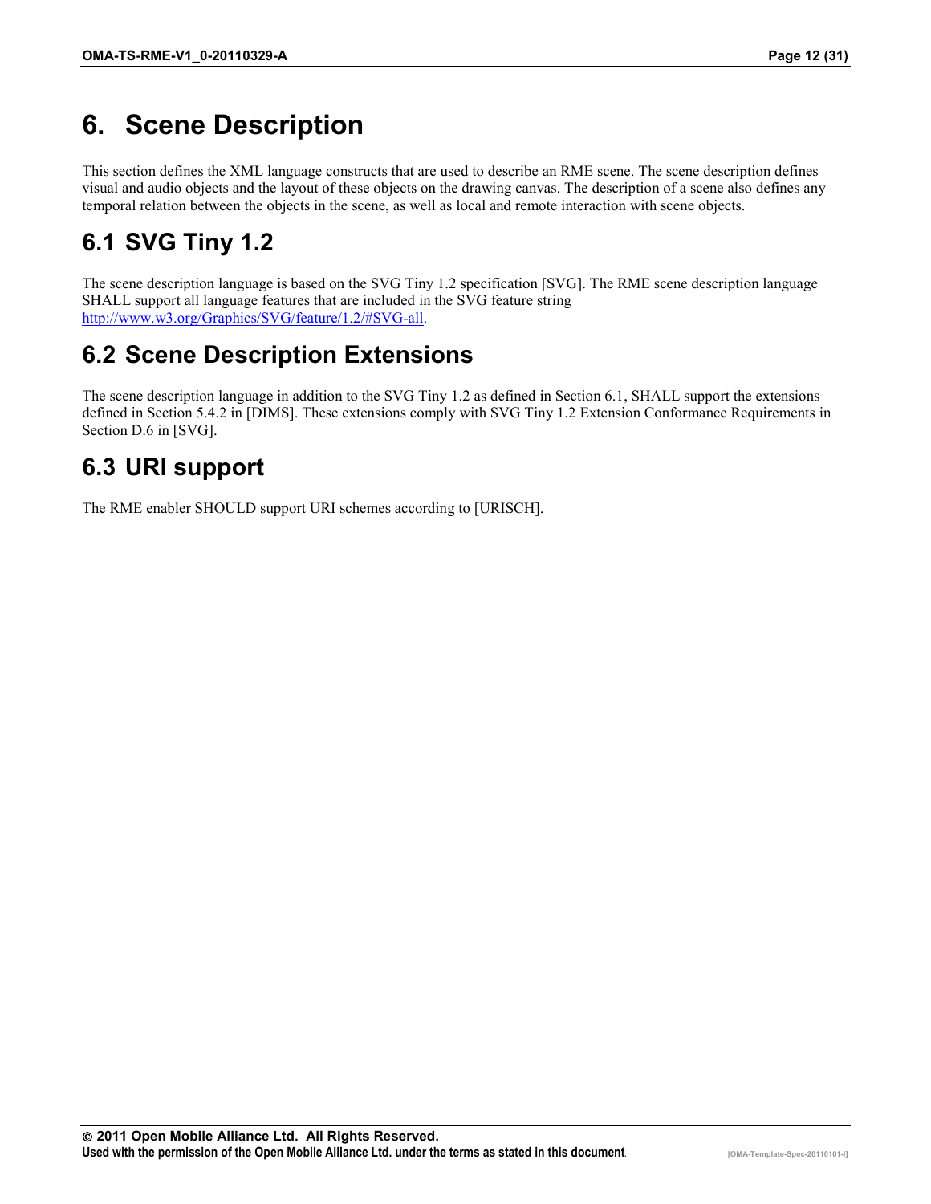# 6. Scene Description

This section defines the XML language constructs that are used to describe an RME scene. The scene description defines visual and audio objects and the layout of these objects on the drawing canvas. The description of a scene also defines any temporal relation between the objects in the scene, as well as local and remote interaction with scene objects.

## 6.1 SVG Tiny 1.2

The scene description language is based on the SVG Tiny 1.2 specification [SVG]. The RME scene description language SHALL support all language features that are included in the SVG feature string http://www.w3.org/Graphics/SVG/feature/1.2/#SVG-all.

## 6.2 Scene Description Extensions

The scene description language in addition to the SVG Tiny 1.2 as defined in Section 6.1, SHALL support the extensions defined in Section 5.4.2 in [DIMS]. These extensions comply with SVG Tiny 1.2 Extension Conformance Requirements in Section D.6 in [SVG].

## 6.3 URI support

The RME enabler SHOULD support URI schemes according to [URISCH].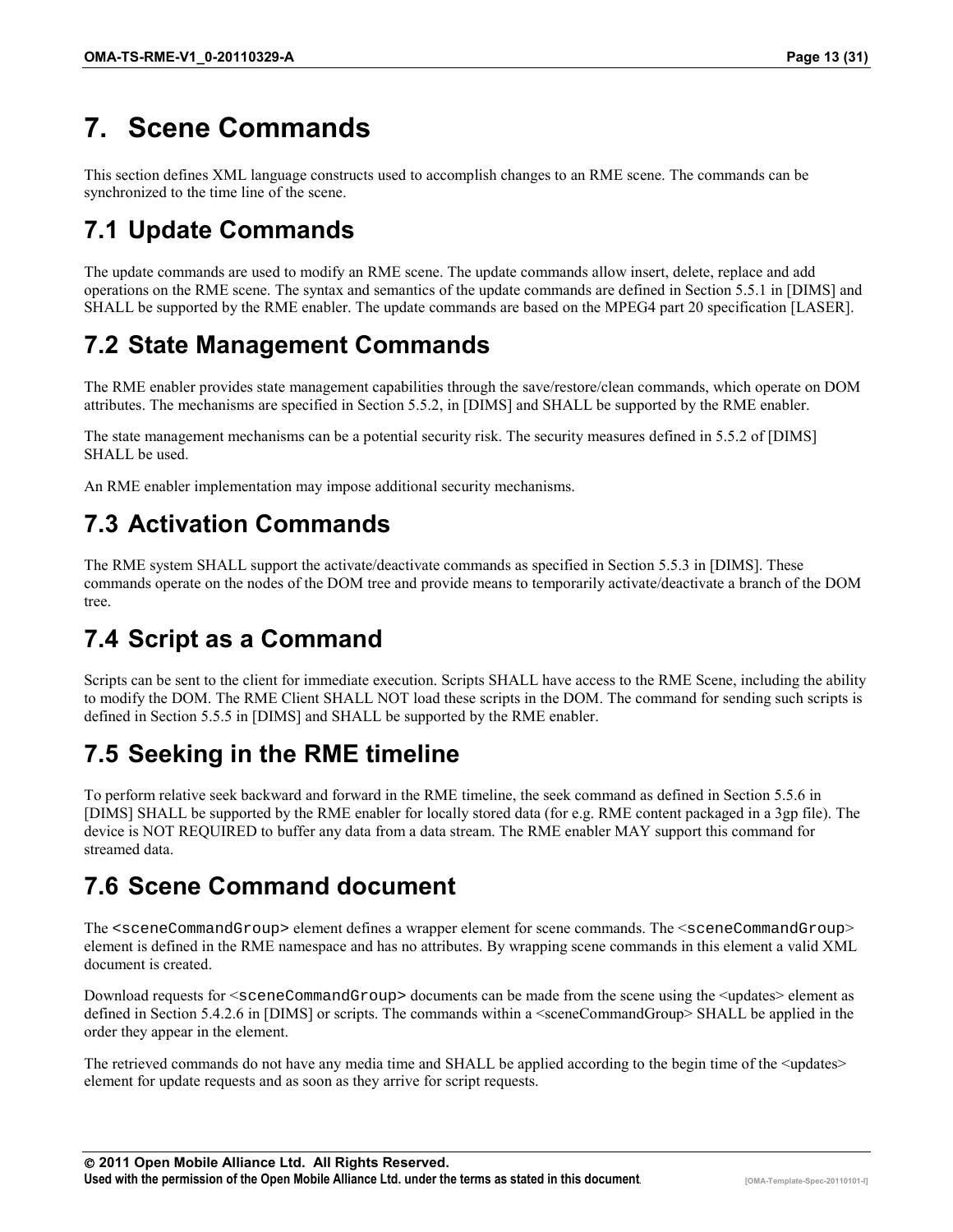# 7. Scene Commands

This section defines XML language constructs used to accomplish changes to an RME scene. The commands can be synchronized to the time line of the scene.

## 7.1 Update Commands

The update commands are used to modify an RME scene. The update commands allow insert, delete, replace and add operations on the RME scene. The syntax and semantics of the update commands are defined in Section 5.5.1 in [DIMS] and SHALL be supported by the RME enabler. The update commands are based on the MPEG4 part 20 specification [LASER].

## 7.2 State Management Commands

The RME enabler provides state management capabilities through the save/restore/clean commands, which operate on DOM attributes. The mechanisms are specified in Section 5.5.2, in [DIMS] and SHALL be supported by the RME enabler.

The state management mechanisms can be a potential security risk. The security measures defined in 5.5.2 of [DIMS] SHALL be used.

An RME enabler implementation may impose additional security mechanisms.

## 7.3 Activation Commands

The RME system SHALL support the activate/deactivate commands as specified in Section 5.5.3 in [DIMS]. These commands operate on the nodes of the DOM tree and provide means to temporarily activate/deactivate a branch of the DOM tree.

## 7.4 Script as a Command

Scripts can be sent to the client for immediate execution. Scripts SHALL have access to the RME Scene, including the ability to modify the DOM. The RME Client SHALL NOT load these scripts in the DOM. The command for sending such scripts is defined in Section 5.5.5 in [DIMS] and SHALL be supported by the RME enabler.

## 7.5 Seeking in the RME timeline

To perform relative seek backward and forward in the RME timeline, the seek command as defined in Section 5.5.6 in [DIMS] SHALL be supported by the RME enabler for locally stored data (for e.g. RME content packaged in a 3gp file). The device is NOT REQUIRED to buffer any data from a data stream. The RME enabler MAY support this command for streamed data.

## 7.6 Scene Command document

The `<sceneCommandGroup>` element defines a wrapper element for scene commands. The `<sceneCommandGroup>` element is defined in the RME namespace and has no attributes. By wrapping scene commands in this element a valid XML document is created.

Download requests for `<sceneCommandGroup>` documents can be made from the scene using the <updates> element as defined in Section 5.4.2.6 in [DIMS] or scripts. The commands within a <sceneCommandGroup> SHALL be applied in the order they appear in the element.

The retrieved commands do not have any media time and SHALL be applied according to the begin time of the <updates> element for update requests and as soon as they arrive for script requests.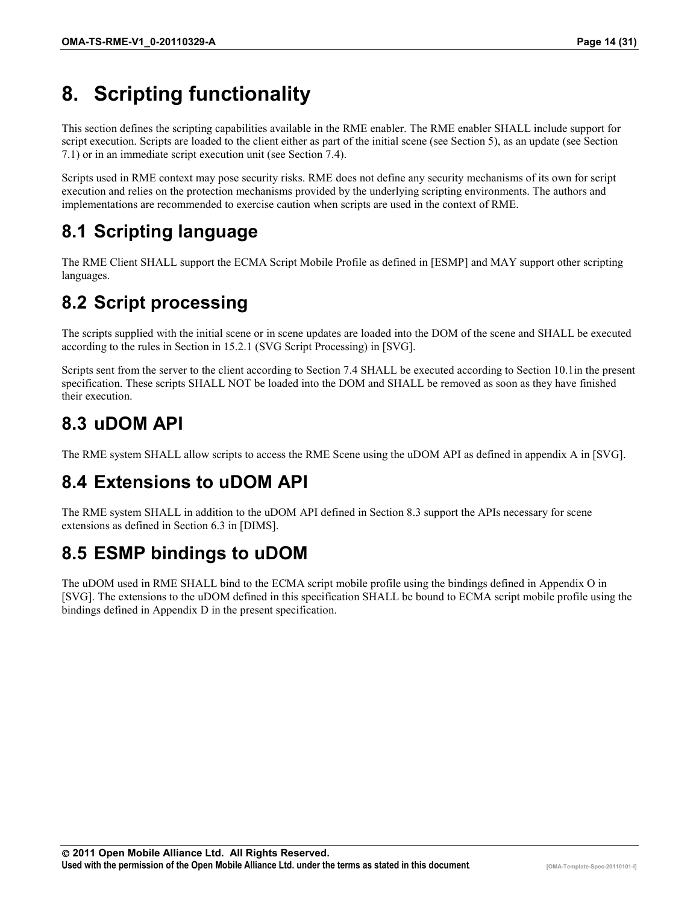# 8. Scripting functionality

This section defines the scripting capabilities available in the RME enabler. The RME enabler SHALL include support for script execution. Scripts are loaded to the client either as part of the initial scene (see Section 5), as an update (see Section 7.1) or in an immediate script execution unit (see Section 7.4).

Scripts used in RME context may pose security risks. RME does not define any security mechanisms of its own for script execution and relies on the protection mechanisms provided by the underlying scripting environments. The authors and implementations are recommended to exercise caution when scripts are used in the context of RME.

## 8.1 Scripting language

The RME Client SHALL support the ECMA Script Mobile Profile as defined in [ESMP] and MAY support other scripting languages.

## 8.2 Script processing

The scripts supplied with the initial scene or in scene updates are loaded into the DOM of the scene and SHALL be executed according to the rules in Section in 15.2.1 (SVG Script Processing) in [SVG].

Scripts sent from the server to the client according to Section 7.4 SHALL be executed according to Section 10.1in the present specification. These scripts SHALL NOT be loaded into the DOM and SHALL be removed as soon as they have finished their execution.

## 8.3 uDOM API

The RME system SHALL allow scripts to access the RME Scene using the uDOM API as defined in appendix A in [SVG].

## 8.4 Extensions to uDOM API

The RME system SHALL in addition to the uDOM API defined in Section 8.3 support the APIs necessary for scene extensions as defined in Section 6.3 in [DIMS].

## 8.5 ESMP bindings to uDOM

The uDOM used in RME SHALL bind to the ECMA script mobile profile using the bindings defined in Appendix O in [SVG]. The extensions to the uDOM defined in this specification SHALL be bound to ECMA script mobile profile using the bindings defined in Appendix D in the present specification.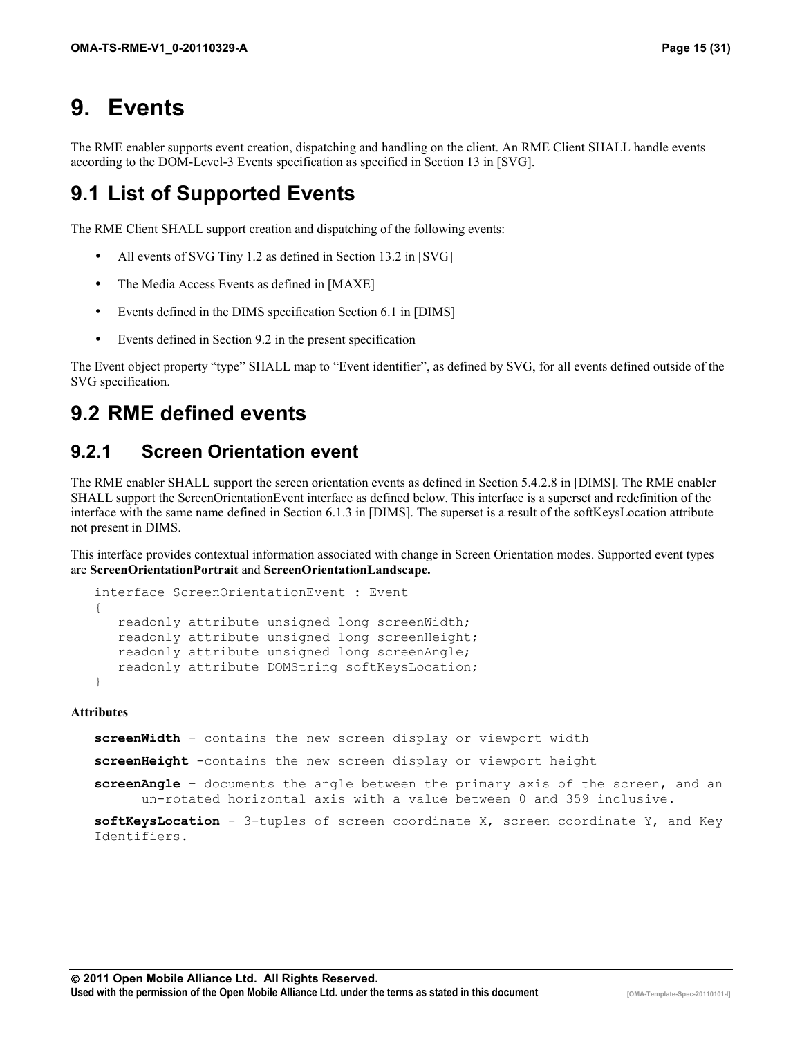# 9. Events

The RME enabler supports event creation, dispatching and handling on the client. An RME Client SHALL handle events according to the DOM-Level-3 Events specification as specified in Section 13 in [SVG].

## 9.1 List of Supported Events

The RME Client SHALL support creation and dispatching of the following events:

- All events of SVG Tiny 1.2 as defined in Section 13.2 in [SVG]
- The Media Access Events as defined in [MAXE]
- Events defined in the DIMS specification Section 6.1 in [DIMS]
- Events defined in Section 9.2 in the present specification

The Event object property "type" SHALL map to "Event identifier", as defined by SVG, for all events defined outside of the SVG specification.

## 9.2 RME defined events

### 9.2.1 Screen Orientation event

The RME enabler SHALL support the screen orientation events as defined in Section 5.4.2.8 in [DIMS]. The RME enabler SHALL support the ScreenOrientationEvent interface as defined below. This interface is a superset and redefinition of the interface with the same name defined in Section 6.1.3 in [DIMS]. The superset is a result of the softKeysLocation attribute not present in DIMS.

This interface provides contextual information associated with change in Screen Orientation modes. Supported event types are **ScreenOrientationPortrait** and **ScreenOrientationLandscape.**

```
interface ScreenOrientationEvent : Event
{
   readonly attribute unsigned long screenWidth;
   readonly attribute unsigned long screenHeight;
   readonly attribute unsigned long screenAngle;
   readonly attribute DOMString softKeysLocation;
}
```

**Attributes**

**screenWidth** - contains the new screen display or viewport width

**screenHeight** -contains the new screen display or viewport height

**screenAngle** – documents the angle between the primary axis of the screen, and an un-rotated horizontal axis with a value between 0 and 359 inclusive.

**softKeysLocation** - 3-tuples of screen coordinate X, screen coordinate Y, and Key Identifiers.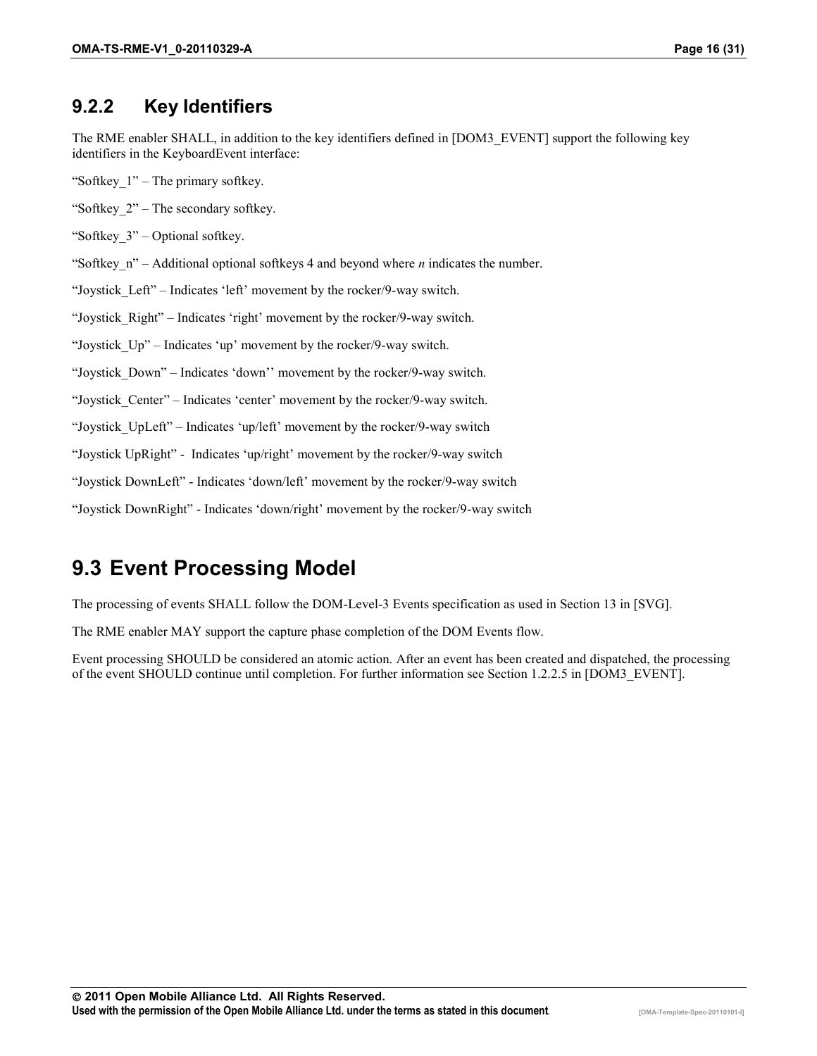### 9.2.2 Key Identifiers

The RME enabler SHALL, in addition to the key identifiers defined in [DOM3_EVENT] support the following key identifiers in the KeyboardEvent interface:

“Softkey_1” – The primary softkey.

“Softkey_2” – The secondary softkey.

“Softkey_3” – Optional softkey.

“Softkey_n” – Additional optional softkeys 4 and beyond where *n* indicates the number.

“Joystick_Left” – Indicates ‘left’ movement by the rocker/9-way switch.

“Joystick_Right” – Indicates ‘right’ movement by the rocker/9-way switch.

“Joystick_Up” – Indicates ‘up’ movement by the rocker/9-way switch.

“Joystick_Down” – Indicates ‘down’’ movement by the rocker/9-way switch.

“Joystick_Center” – Indicates ‘center’ movement by the rocker/9-way switch.

“Joystick_UpLeft” – Indicates ‘up/left’ movement by the rocker/9-way switch

“Joystick UpRight” - Indicates ‘up/right’ movement by the rocker/9-way switch

“Joystick DownLeft” - Indicates ‘down/left’ movement by the rocker/9-way switch

“Joystick DownRight” - Indicates ‘down/right’ movement by the rocker/9-way switch

## 9.3 Event Processing Model

The processing of events SHALL follow the DOM-Level-3 Events specification as used in Section 13 in [SVG].

The RME enabler MAY support the capture phase completion of the DOM Events flow.

Event processing SHOULD be considered an atomic action. After an event has been created and dispatched, the processing of the event SHOULD continue until completion. For further information see Section 1.2.2.5 in [DOM3_EVENT].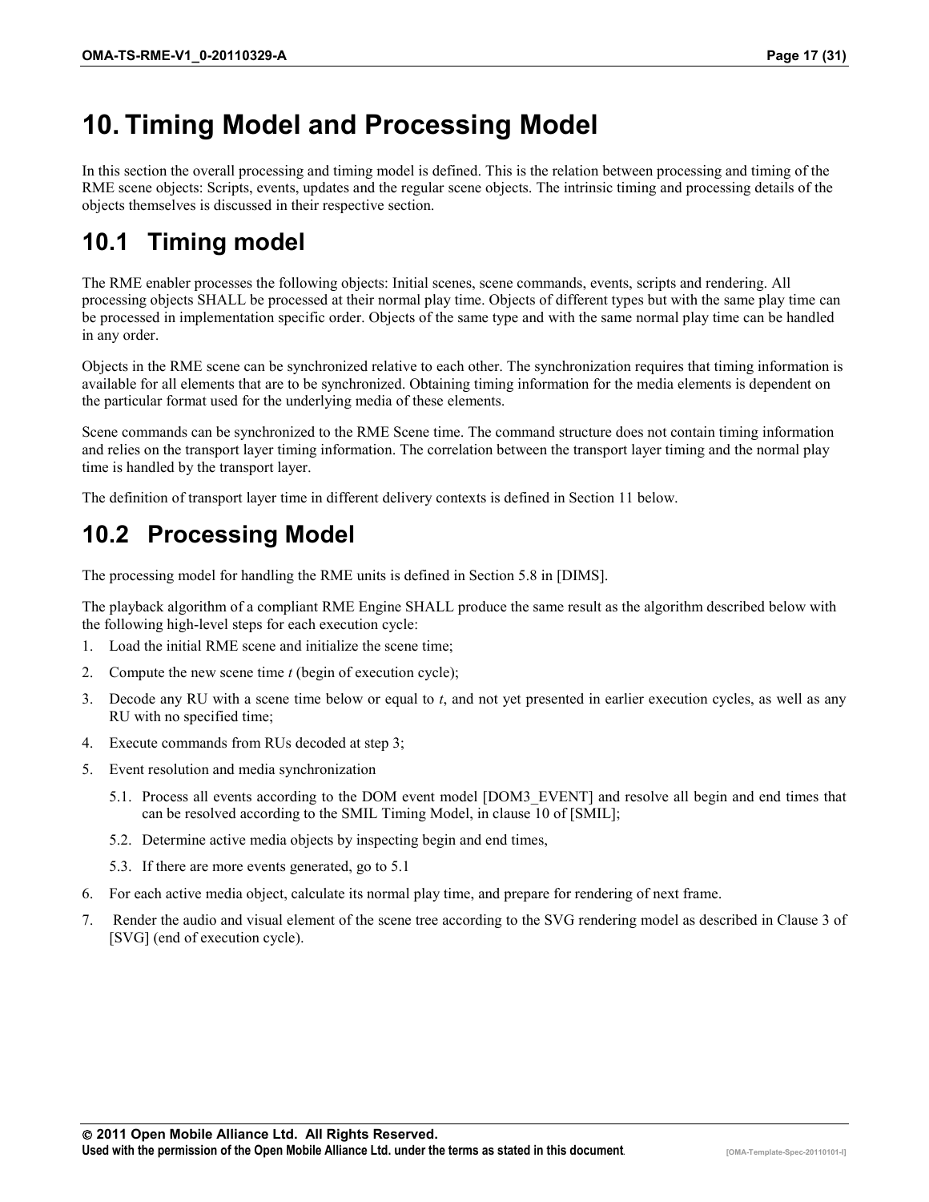# 10. Timing Model and Processing Model

In this section the overall processing and timing model is defined. This is the relation between processing and timing of the RME scene objects: Scripts, events, updates and the regular scene objects. The intrinsic timing and processing details of the objects themselves is discussed in their respective section.

## 10.1 Timing model

The RME enabler processes the following objects: Initial scenes, scene commands, events, scripts and rendering. All processing objects SHALL be processed at their normal play time. Objects of different types but with the same play time can be processed in implementation specific order. Objects of the same type and with the same normal play time can be handled in any order.

Objects in the RME scene can be synchronized relative to each other. The synchronization requires that timing information is available for all elements that are to be synchronized. Obtaining timing information for the media elements is dependent on the particular format used for the underlying media of these elements.

Scene commands can be synchronized to the RME Scene time. The command structure does not contain timing information and relies on the transport layer timing information. The correlation between the transport layer timing and the normal play time is handled by the transport layer.

The definition of transport layer time in different delivery contexts is defined in Section 11 below.

## 10.2 Processing Model

The processing model for handling the RME units is defined in Section 5.8 in [DIMS].

The playback algorithm of a compliant RME Engine SHALL produce the same result as the algorithm described below with the following high-level steps for each execution cycle:

1. Load the initial RME scene and initialize the scene time;
2. Compute the new scene time *t* (begin of execution cycle);
3. Decode any RU with a scene time below or equal to *t*, and not yet presented in earlier execution cycles, as well as any RU with no specified time;
4. Execute commands from RUs decoded at step 3;
5. Event resolution and media synchronization
   - 5.1. Process all events according to the DOM event model [DOM3_EVENT] and resolve all begin and end times that can be resolved according to the SMIL Timing Model, in clause 10 of [SMIL];
   - 5.2. Determine active media objects by inspecting begin and end times,
   - 5.3. If there are more events generated, go to 5.1
6. For each active media object, calculate its normal play time, and prepare for rendering of next frame.
7. Render the audio and visual element of the scene tree according to the SVG rendering model as described in Clause 3 of [SVG] (end of execution cycle).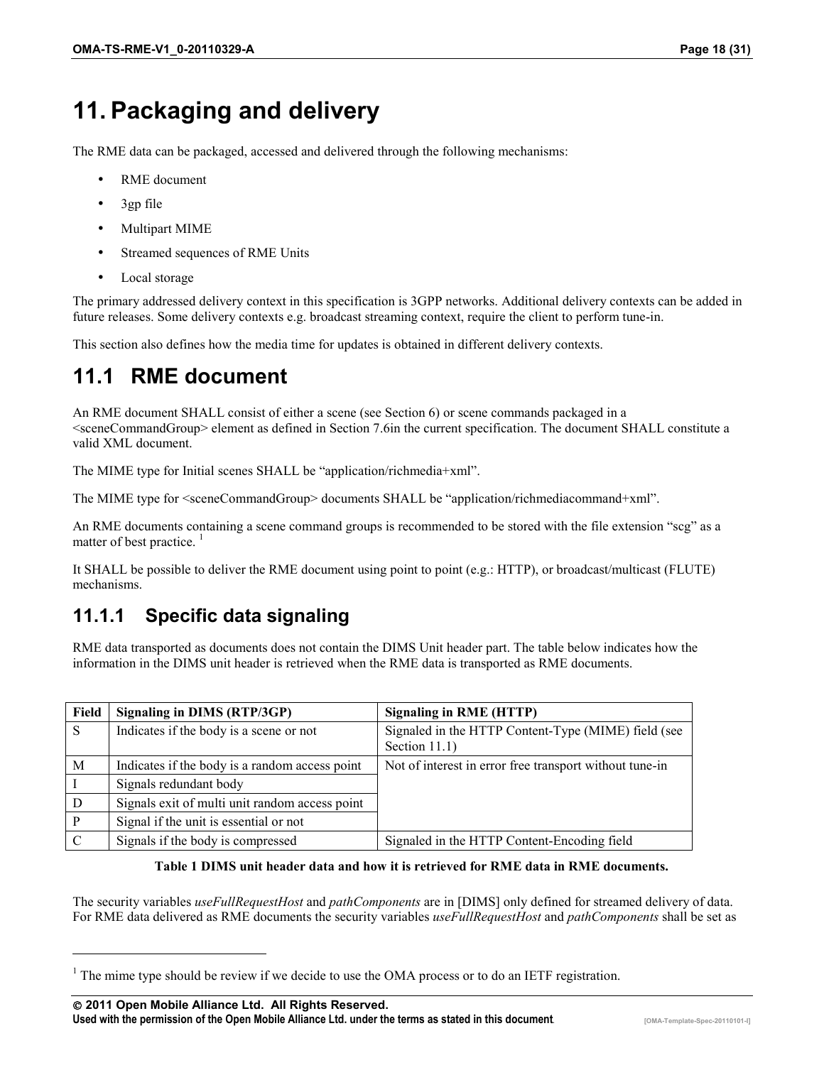# 11. Packaging and delivery

The RME data can be packaged, accessed and delivered through the following mechanisms:

- RME document
- 3gp file
- Multipart MIME
- Streamed sequences of RME Units
- Local storage

The primary addressed delivery context in this specification is 3GPP networks. Additional delivery contexts can be added in future releases. Some delivery contexts e.g. broadcast streaming context, require the client to perform tune-in.

This section also defines how the media time for updates is obtained in different delivery contexts.

## 11.1 RME document

An RME document SHALL consist of either a scene (see Section 6) or scene commands packaged in a <sceneCommandGroup> element as defined in Section 7.6in the current specification. The document SHALL constitute a valid XML document.

The MIME type for Initial scenes SHALL be "application/richmedia+xml".

The MIME type for <sceneCommandGroup> documents SHALL be "application/richmediacommand+xml".

An RME documents containing a scene command groups is recommended to be stored with the file extension "scg" as a matter of best practice. [1]

It SHALL be possible to deliver the RME document using point to point (e.g.: HTTP), or broadcast/multicast (FLUTE) mechanisms.

### 11.1.1 Specific data signaling

RME data transported as documents does not contain the DIMS Unit header part. The table below indicates how the information in the DIMS unit header is retrieved when the RME data is transported as RME documents.

| Field | Signaling in DIMS (RTP/3GP) | Signaling in RME (HTTP) |
|---|---|---|
| S | Indicates if the body is a scene or not | Signaled in the HTTP Content-Type (MIME) field (see Section 11.1) |
| M | Indicates if the body is a random access point | Not of interest in error free transport without tune-in |
| I | Signals redundant body | |
| D | Signals exit of multi unit random access point | |
| P | Signal if the unit is essential or not | |
| C | Signals if the body is compressed | Signaled in the HTTP Content-Encoding field |

**Table 1 DIMS unit header data and how it is retrieved for RME data in RME documents.**

The security variables *useFullRequestHost* and *pathComponents* are in [DIMS] only defined for streamed delivery of data. For RME data delivered as RME documents the security variables *useFullRequestHost* and *pathComponents* shall be set as

[1] The mime type should be review if we decide to use the OMA process or to do an IETF registration.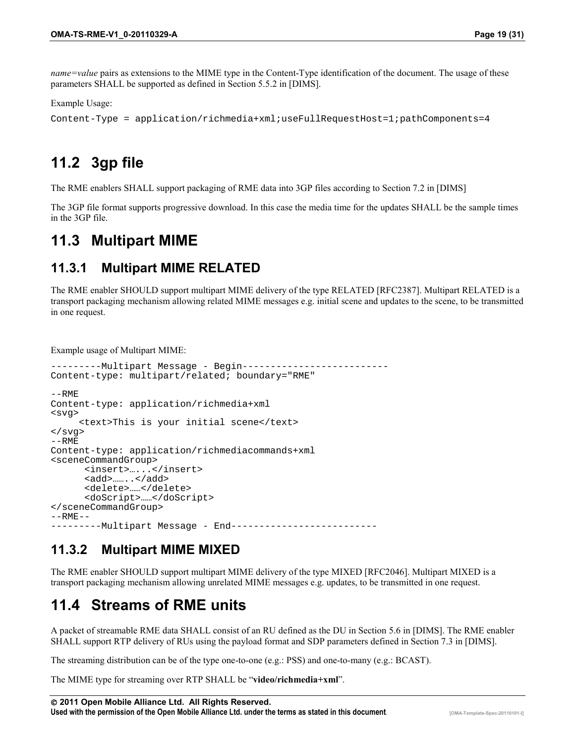*name=value* pairs as extensions to the MIME type in the Content-Type identification of the document. The usage of these parameters SHALL be supported as defined in Section 5.5.2 in [DIMS].

Example Usage:

```
Content-Type = application/richmedia+xml;useFullRequestHost=1;pathComponents=4
```

## 11.2 3gp file

The RME enablers SHALL support packaging of RME data into 3GP files according to Section 7.2 in [DIMS]

The 3GP file format supports progressive download. In this case the media time for the updates SHALL be the sample times in the 3GP file.

## 11.3 Multipart MIME

### 11.3.1 Multipart MIME RELATED

The RME enabler SHOULD support multipart MIME delivery of the type RELATED [RFC2387]. Multipart RELATED is a transport packaging mechanism allowing related MIME messages e.g. initial scene and updates to the scene, to be transmitted in one request.

Example usage of Multipart MIME:

```
---------Multipart Message - Begin--------------------------
Content-type: multipart/related; boundary="RME"

--RME
Content-type: application/richmedia+xml
<svg>
     <text>This is your initial scene</text>
</svg>
--RME
Content-type: application/richmediacommands+xml
<sceneCommandGroup>
      <insert>…....</insert>
      <add>……..</add>
      <delete>……</delete>
      <doScript>……</doScript>
</sceneCommandGroup>
--RME--
---------Multipart Message - End--------------------------
```

### 11.3.2 Multipart MIME MIXED

The RME enabler SHOULD support multipart MIME delivery of the type MIXED [RFC2046]. Multipart MIXED is a transport packaging mechanism allowing unrelated MIME messages e.g. updates, to be transmitted in one request.

## 11.4 Streams of RME units

A packet of streamable RME data SHALL consist of an RU defined as the DU in Section 5.6 in [DIMS]. The RME enabler SHALL support RTP delivery of RUs using the payload format and SDP parameters defined in Section 7.3 in [DIMS].

The streaming distribution can be of the type one-to-one (e.g.: PSS) and one-to-many (e.g.: BCAST).

The MIME type for streaming over RTP SHALL be "**video/richmedia+xml**".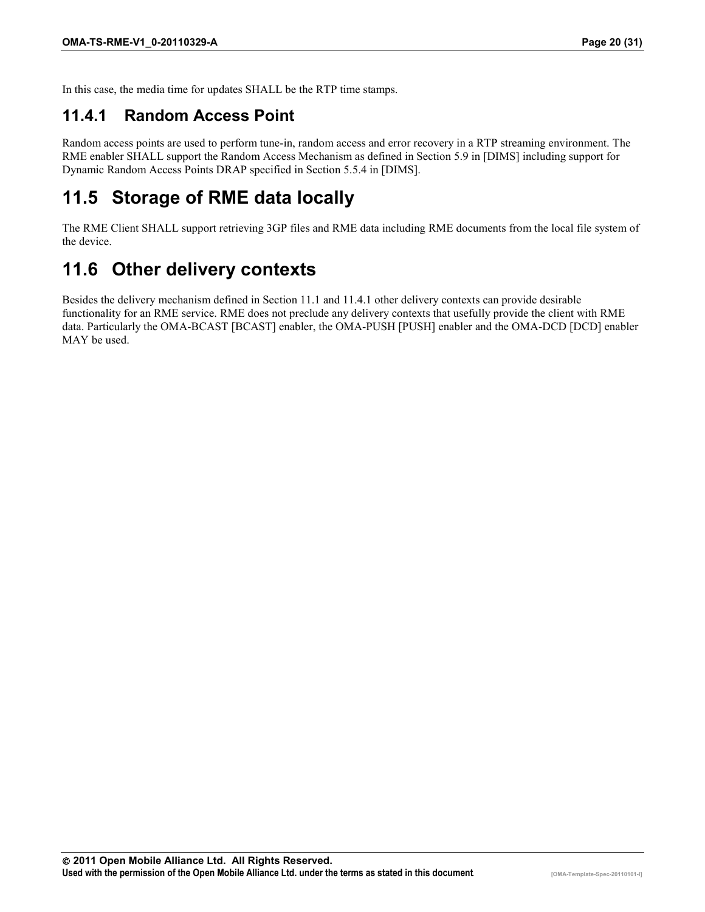In this case, the media time for updates SHALL be the RTP time stamps.

### 11.4.1 Random Access Point

Random access points are used to perform tune-in, random access and error recovery in a RTP streaming environment. The RME enabler SHALL support the Random Access Mechanism as defined in Section 5.9 in [DIMS] including support for Dynamic Random Access Points DRAP specified in Section 5.5.4 in [DIMS].

## 11.5 Storage of RME data locally

The RME Client SHALL support retrieving 3GP files and RME data including RME documents from the local file system of the device.

## 11.6 Other delivery contexts

Besides the delivery mechanism defined in Section 11.1 and 11.4.1 other delivery contexts can provide desirable functionality for an RME service. RME does not preclude any delivery contexts that usefully provide the client with RME data. Particularly the OMA-BCAST [BCAST] enabler, the OMA-PUSH [PUSH] enabler and the OMA-DCD [DCD] enabler MAY be used.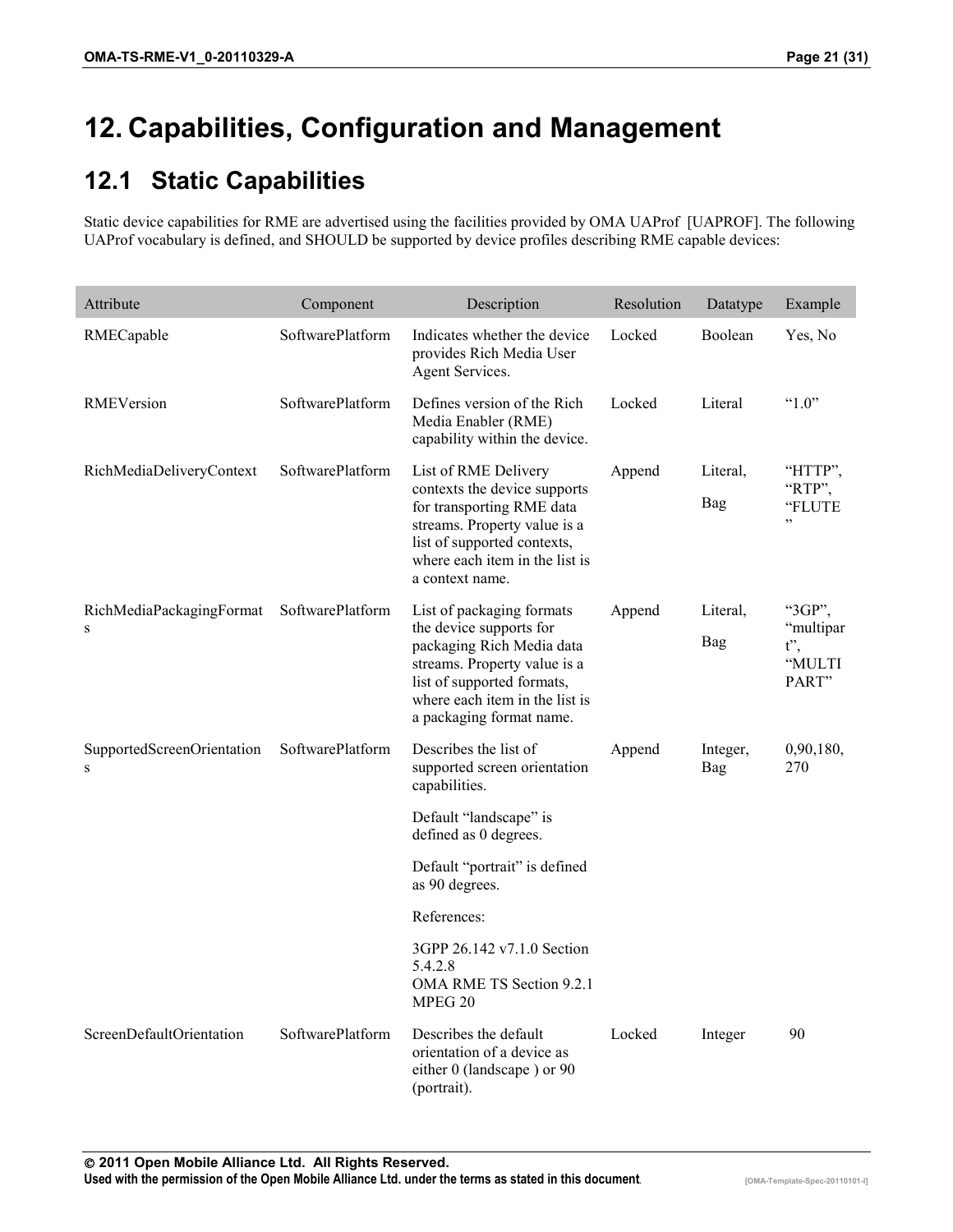# 12. Capabilities, Configuration and Management

## 12.1 Static Capabilities

Static device capabilities for RME are advertised using the facilities provided by OMA UAProf [UAPROF]. The following UAProf vocabulary is defined, and SHOULD be supported by device profiles describing RME capable devices:

| Attribute | Component | Description | Resolution | Datatype | Example |
|---|---|---|---|---|---|
| RMECapable | SoftwarePlatform | Indicates whether the device provides Rich Media User Agent Services. | Locked | Boolean | Yes, No |
| RMEVersion | SoftwarePlatform | Defines version of the Rich Media Enabler (RME) capability within the device. | Locked | Literal | "1.0" |
| RichMediaDeliveryContext | SoftwarePlatform | List of RME Delivery contexts the device supports for transporting RME data streams. Property value is a list of supported contexts, where each item in the list is a context name. | Append | Literal, Bag | "HTTP", "RTP", "FLUTE" |
| RichMediaPackagingFormats | SoftwarePlatform | List of packaging formats the device supports for packaging Rich Media data streams. Property value is a list of supported formats, where each item in the list is a packaging format name. | Append | Literal, Bag | "3GP", "multipart", "MULTIPART" |
| SupportedScreenOrientations | SoftwarePlatform | Describes the list of supported screen orientation capabilities. Default "landscape" is defined as 0 degrees. Default "portrait" is defined as 90 degrees. References: 3GPP 26.142 v7.1.0 Section 5.4.2.8 OMA RME TS Section 9.2.1 MPEG 20 | Append | Integer, Bag | 0,90,180, 270 |
| ScreenDefaultOrientation | SoftwarePlatform | Describes the default orientation of a device as either 0 (landscape ) or 90 (portrait). | Locked | Integer | 90 |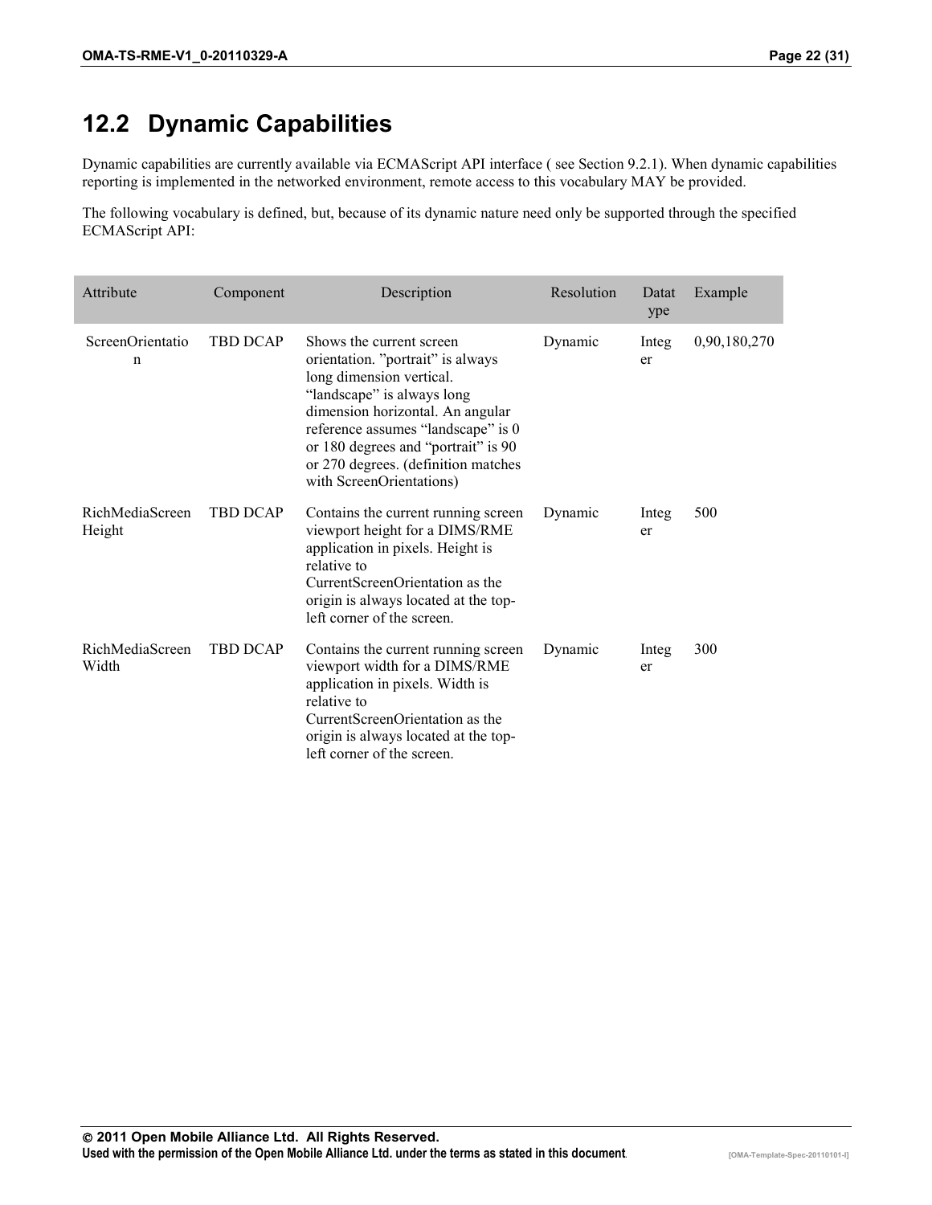## 12.2 Dynamic Capabilities

Dynamic capabilities are currently available via ECMAScript API interface ( see Section 9.2.1). When dynamic capabilities reporting is implemented in the networked environment, remote access to this vocabulary MAY be provided.

The following vocabulary is defined, but, because of its dynamic nature need only be supported through the specified ECMAScript API:

| Attribute | Component | Description | Resolution | Datatype | Example |
| --- | --- | --- | --- | --- | --- |
| ScreenOrientation | TBD DCAP | Shows the current screen orientation. "portrait" is always long dimension vertical. "landscape" is always long dimension horizontal. An angular reference assumes "landscape" is 0 or 180 degrees and "portrait" is 90 or 270 degrees. (definition matches with ScreenOrientations) | Dynamic | Integer | 0,90,180,270 |
| RichMediaScreenHeight | TBD DCAP | Contains the current running screen viewport height for a DIMS/RME application in pixels. Height is relative to CurrentScreenOrientation as the origin is always located at the top-left corner of the screen. | Dynamic | Integer | 500 |
| RichMediaScreenWidth | TBD DCAP | Contains the current running screen viewport width for a DIMS/RME application in pixels. Width is relative to CurrentScreenOrientation as the origin is always located at the top-left corner of the screen. | Dynamic | Integer | 300 |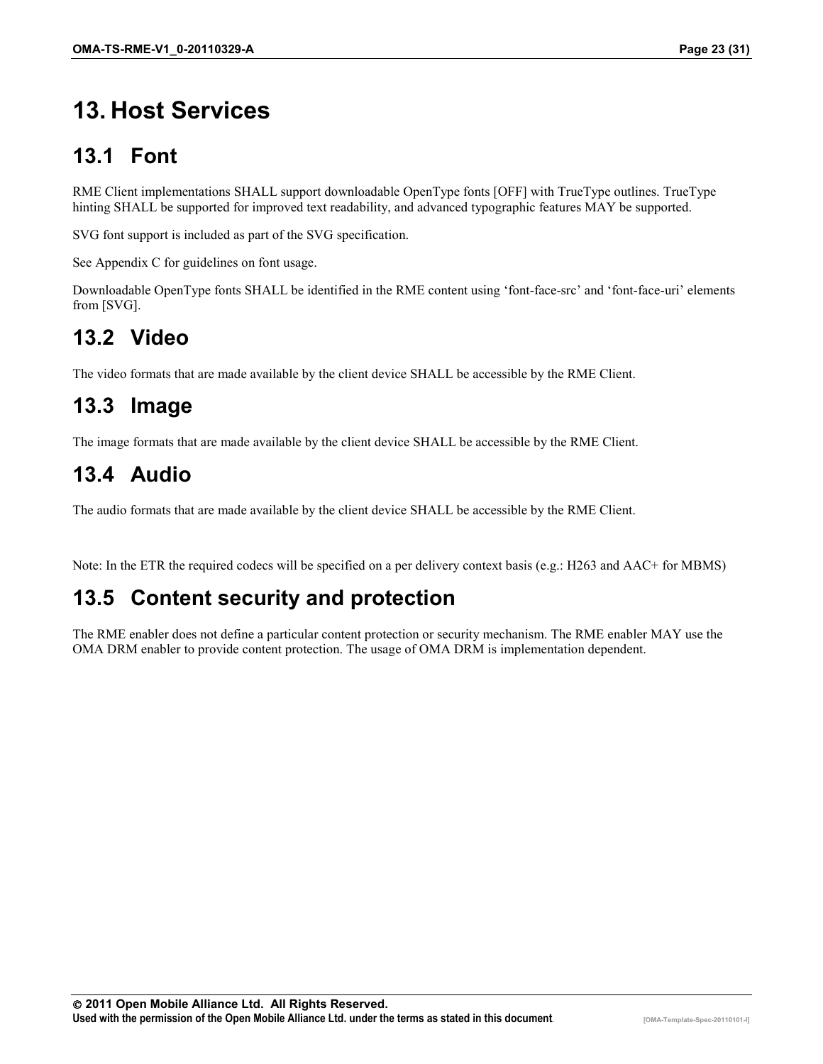# 13. Host Services

## 13.1 Font

RME Client implementations SHALL support downloadable OpenType fonts [OFF] with TrueType outlines. TrueType hinting SHALL be supported for improved text readability, and advanced typographic features MAY be supported.

SVG font support is included as part of the SVG specification.

See Appendix C for guidelines on font usage.

Downloadable OpenType fonts SHALL be identified in the RME content using 'font-face-src' and 'font-face-uri' elements from [SVG].

## 13.2 Video

The video formats that are made available by the client device SHALL be accessible by the RME Client.

## 13.3 Image

The image formats that are made available by the client device SHALL be accessible by the RME Client.

## 13.4 Audio

The audio formats that are made available by the client device SHALL be accessible by the RME Client.

Note: In the ETR the required codecs will be specified on a per delivery context basis (e.g.: H263 and AAC+ for MBMS)

## 13.5 Content security and protection

The RME enabler does not define a particular content protection or security mechanism. The RME enabler MAY use the OMA DRM enabler to provide content protection. The usage of OMA DRM is implementation dependent.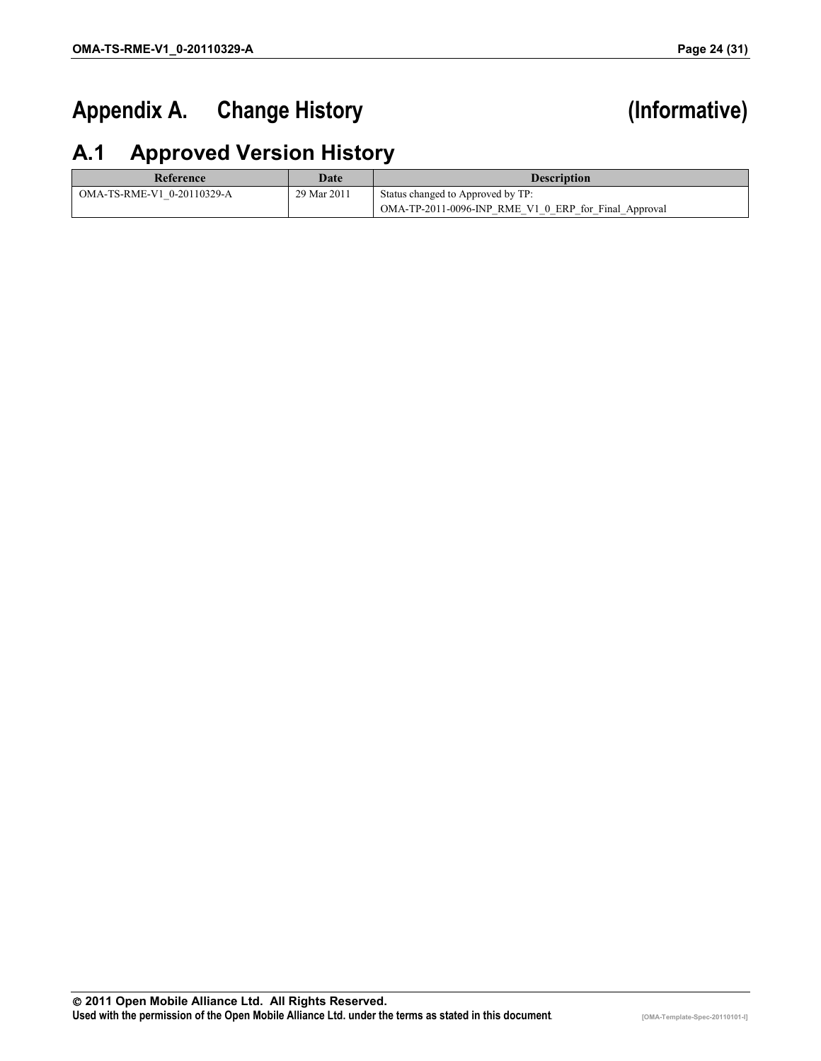# Appendix A. Change History (Informative)

## A.1 Approved Version History

| Reference | Date | Description |
|---|---|---|
| OMA-TS-RME-V1_0-20110329-A | 29 Mar 2011 | Status changed to Approved by TP:<br>OMA-TP-2011-0096-INP_RME_V1_0_ERP_for_Final_Approval |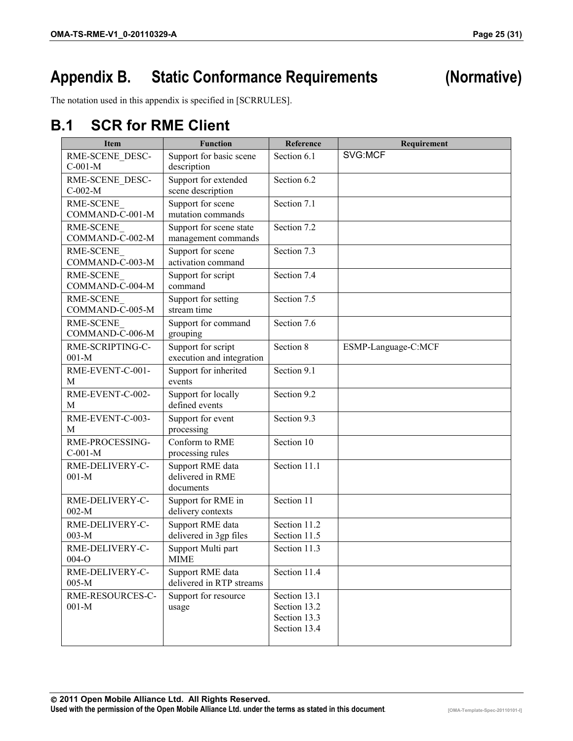# Appendix B. Static Conformance Requirements (Normative)

The notation used in this appendix is specified in [SCRRULES].

## B.1 SCR for RME Client

| Item | Function | Reference | Requirement |
|---|---|---|---|
| RME-SCENE_DESC-C-001-M | Support for basic scene description | Section 6.1 | SVG:MCF |
| RME-SCENE_DESC-C-002-M | Support for extended scene description | Section 6.2 | |
| RME-SCENE_COMMAND-C-001-M | Support for scene mutation commands | Section 7.1 | |
| RME-SCENE_COMMAND-C-002-M | Support for scene state management commands | Section 7.2 | |
| RME-SCENE_COMMAND-C-003-M | Support for scene activation command | Section 7.3 | |
| RME-SCENE_COMMAND-C-004-M | Support for script command | Section 7.4 | |
| RME-SCENE_COMMAND-C-005-M | Support for setting stream time | Section 7.5 | |
| RME-SCENE_COMMAND-C-006-M | Support for command grouping | Section 7.6 | |
| RME-SCRIPTING-C-001-M | Support for script execution and integration | Section 8 | ESMP-Language-C:MCF |
| RME-EVENT-C-001-M | Support for inherited events | Section 9.1 | |
| RME-EVENT-C-002-M | Support for locally defined events | Section 9.2 | |
| RME-EVENT-C-003-M | Support for event processing | Section 9.3 | |
| RME-PROCESSING-C-001-M | Conform to RME processing rules | Section 10 | |
| RME-DELIVERY-C-001-M | Support RME data delivered in RME documents | Section 11.1 | |
| RME-DELIVERY-C-002-M | Support for RME in delivery contexts | Section 11 | |
| RME-DELIVERY-C-003-M | Support RME data delivered in 3gp files | Section 11.2 Section 11.5 | |
| RME-DELIVERY-C-004-O | Support Multi part MIME | Section 11.3 | |
| RME-DELIVERY-C-005-M | Support RME data delivered in RTP streams | Section 11.4 | |
| RME-RESOURCES-C-001-M | Support for resource usage | Section 13.1 Section 13.2 Section 13.3 Section 13.4 | |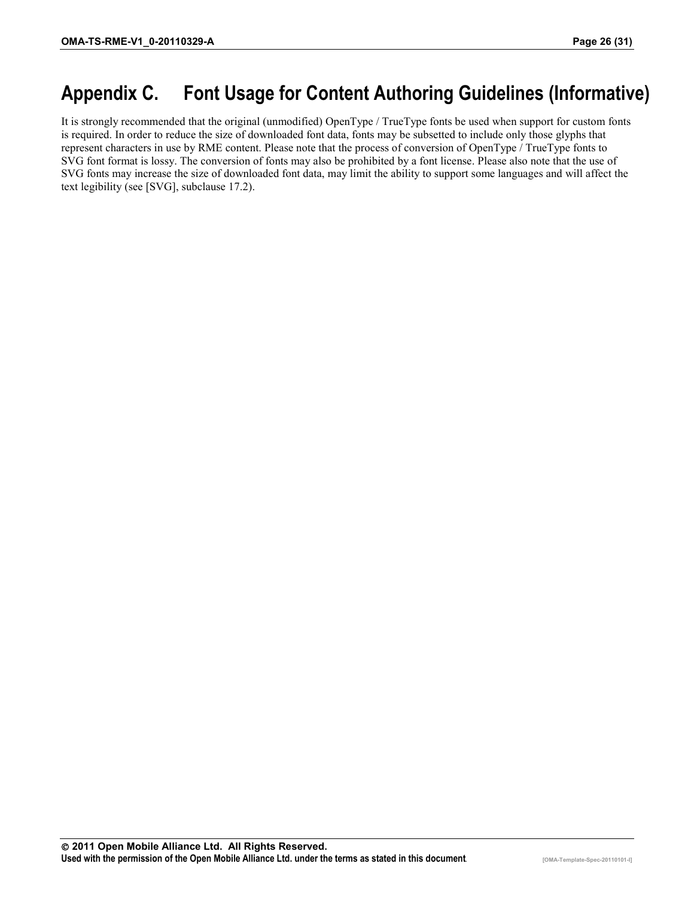# Appendix C. Font Usage for Content Authoring Guidelines (Informative)

It is strongly recommended that the original (unmodified) OpenType / TrueType fonts be used when support for custom fonts is required. In order to reduce the size of downloaded font data, fonts may be subsetted to include only those glyphs that represent characters in use by RME content. Please note that the process of conversion of OpenType / TrueType fonts to SVG font format is lossy. The conversion of fonts may also be prohibited by a font license. Please also note that the use of SVG fonts may increase the size of downloaded font data, may limit the ability to support some languages and will affect the text legibility (see [SVG], subclause 17.2).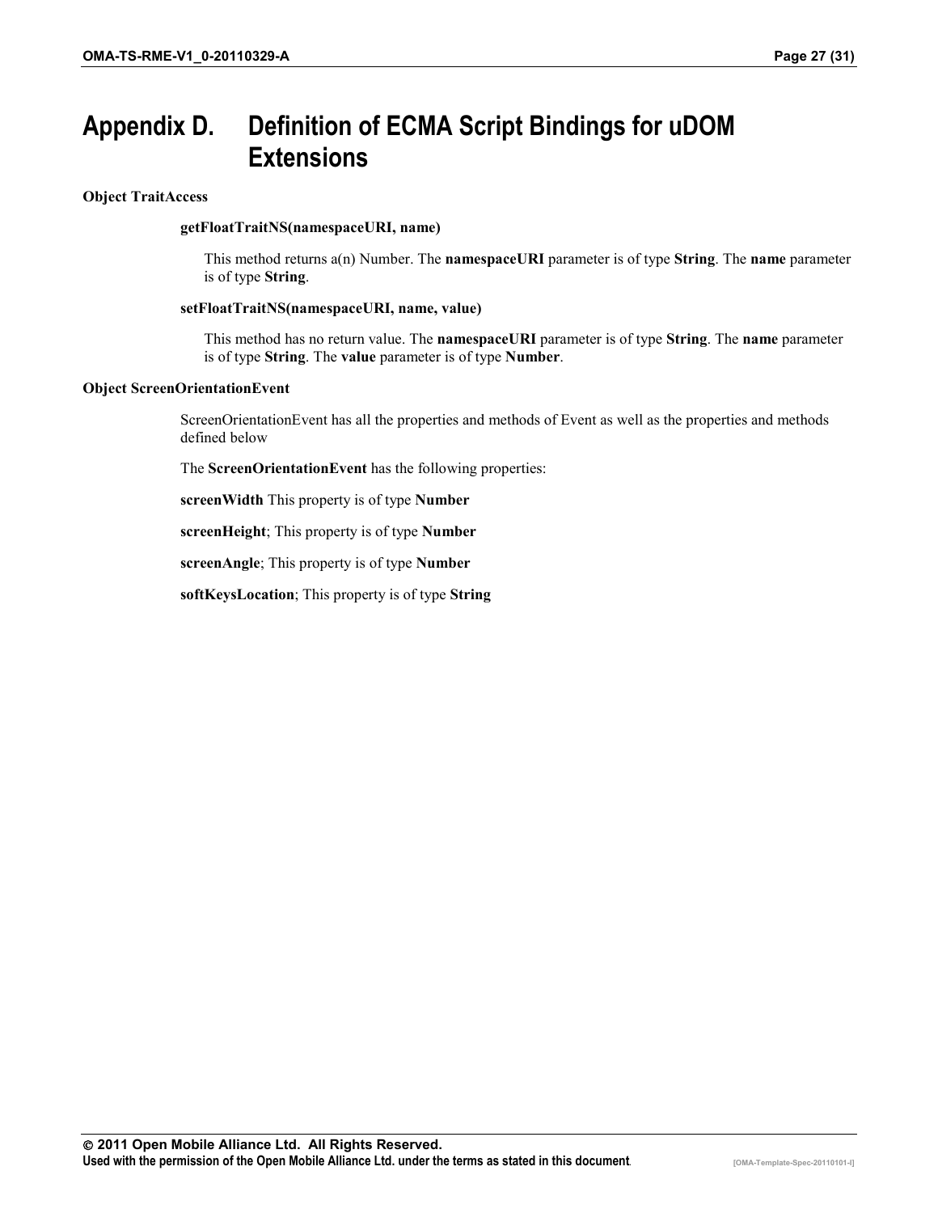# Appendix D. Definition of ECMA Script Bindings for uDOM Extensions

**Object TraitAccess**

**getFloatTraitNS(namespaceURI, name)**

This method returns a(n) Number. The **namespaceURI** parameter is of type **String**. The **name** parameter is of type **String**.

**setFloatTraitNS(namespaceURI, name, value)**

This method has no return value. The **namespaceURI** parameter is of type **String**. The **name** parameter is of type **String**. The **value** parameter is of type **Number**.

**Object ScreenOrientationEvent**

ScreenOrientationEvent has all the properties and methods of Event as well as the properties and methods defined below

The **ScreenOrientationEvent** has the following properties:

**screenWidth** This property is of type **Number**

**screenHeight**; This property is of type **Number**

**screenAngle**; This property is of type **Number**

**softKeysLocation**; This property is of type **String**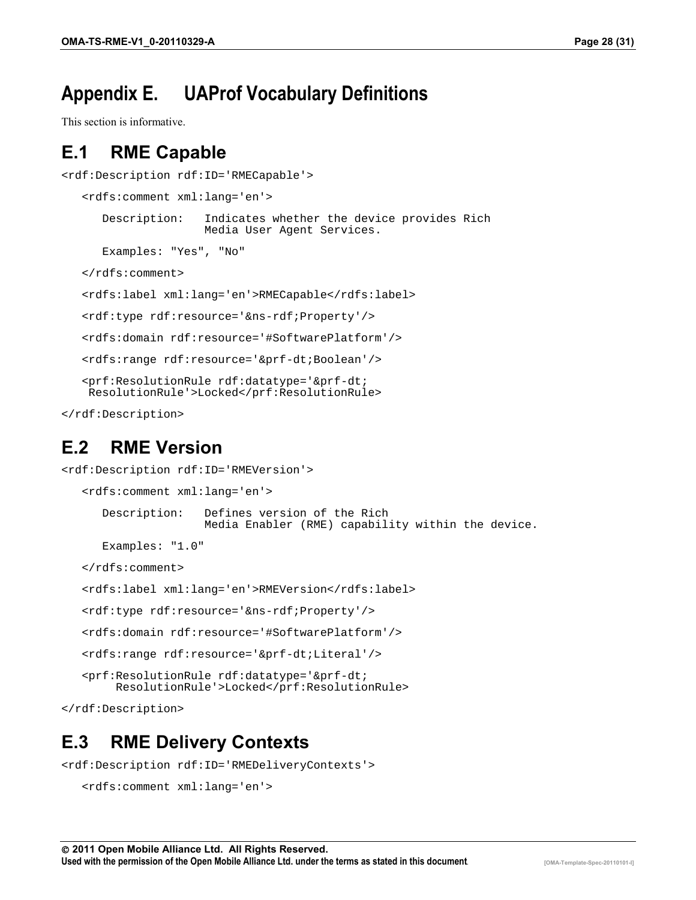# Appendix E. UAProf Vocabulary Definitions

This section is informative.

## E.1 RME Capable

```
<rdf:Description rdf:ID='RMECapable'>

   <rdfs:comment xml:lang='en'>

      Description:   Indicates whether the device provides Rich
                     Media User Agent Services.

      Examples: "Yes", "No"

   </rdfs:comment>

   <rdfs:label xml:lang='en'>RMECapable</rdfs:label>

   <rdf:type rdf:resource='&ns-rdf;Property'/>

   <rdfs:domain rdf:resource='#SoftwarePlatform'/>

   <rdfs:range rdf:resource='&prf-dt;Boolean'/>

   <prf:ResolutionRule rdf:datatype='&prf-dt;
    ResolutionRule'>Locked</prf:ResolutionRule>

</rdf:Description>
```

## E.2 RME Version

```
<rdf:Description rdf:ID='RMEVersion'>

   <rdfs:comment xml:lang='en'>

      Description:   Defines version of the Rich
                     Media Enabler (RME) capability within the device.

      Examples: "1.0"

   </rdfs:comment>

   <rdfs:label xml:lang='en'>RMEVersion</rdfs:label>

   <rdf:type rdf:resource='&ns-rdf;Property'/>

   <rdfs:domain rdf:resource='#SoftwarePlatform'/>

   <rdfs:range rdf:resource='&prf-dt;Literal'/>

   <prf:ResolutionRule rdf:datatype='&prf-dt;
        ResolutionRule'>Locked</prf:ResolutionRule>

</rdf:Description>
```

## E.3 RME Delivery Contexts

```
<rdf:Description rdf:ID='RMEDeliveryContexts'>

   <rdfs:comment xml:lang='en'>
```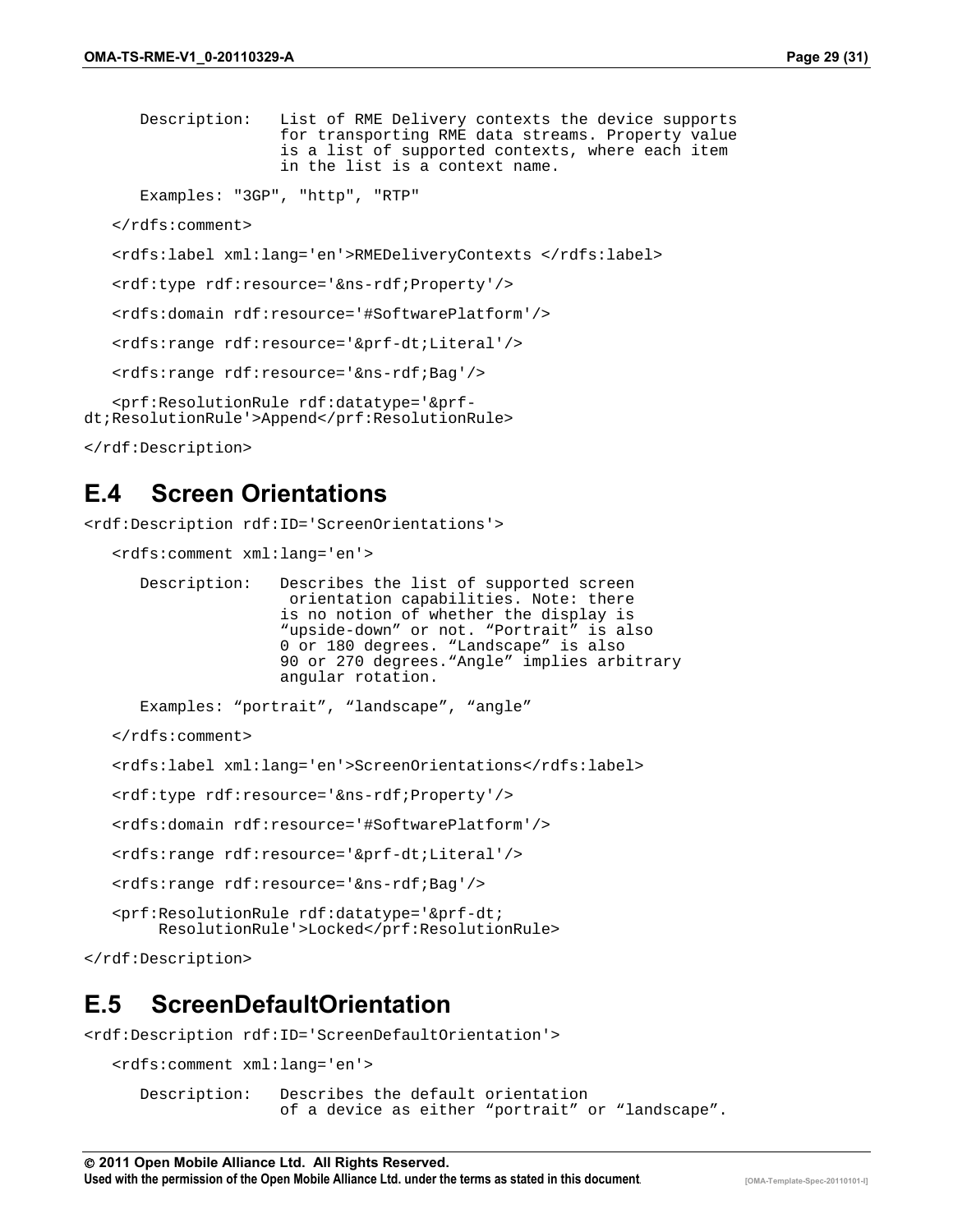```
      Description:   List of RME Delivery contexts the device supports
                     for transporting RME data streams. Property value
                     is a list of supported contexts, where each item
                     in the list is a context name.

      Examples: "3GP", "http", "RTP"

   </rdfs:comment>

   <rdfs:label xml:lang='en'>RMEDeliveryContexts </rdfs:label>

   <rdf:type rdf:resource='&ns-rdf;Property'/>

   <rdfs:domain rdf:resource='#SoftwarePlatform'/>

   <rdfs:range rdf:resource='&prf-dt;Literal'/>

   <rdfs:range rdf:resource='&ns-rdf;Bag'/>

   <prf:ResolutionRule rdf:datatype='&prf-
dt;ResolutionRule'>Append</prf:ResolutionRule>

</rdf:Description>
```

## E.4 Screen Orientations

```
<rdf:Description rdf:ID='ScreenOrientations'>

   <rdfs:comment xml:lang='en'>

      Description:   Describes the list of supported screen
                      orientation capabilities. Note: there
                     is no notion of whether the display is
                     "upside-down" or not. "Portrait" is also
                     0 or 180 degrees. "Landscape" is also
                     90 or 270 degrees."Angle" implies arbitrary
                     angular rotation.

      Examples: "portrait", "landscape", "angle"

   </rdfs:comment>

   <rdfs:label xml:lang='en'>ScreenOrientations</rdfs:label>

   <rdf:type rdf:resource='&ns-rdf;Property'/>

   <rdfs:domain rdf:resource='#SoftwarePlatform'/>

   <rdfs:range rdf:resource='&prf-dt;Literal'/>

   <rdfs:range rdf:resource='&ns-rdf;Bag'/>

   <prf:ResolutionRule rdf:datatype='&prf-dt;
        ResolutionRule'>Locked</prf:ResolutionRule>

</rdf:Description>
```

## E.5 ScreenDefaultOrientation

```
<rdf:Description rdf:ID='ScreenDefaultOrientation'>

   <rdfs:comment xml:lang='en'>

      Description:   Describes the default orientation
                     of a device as either "portrait" or "landscape".
```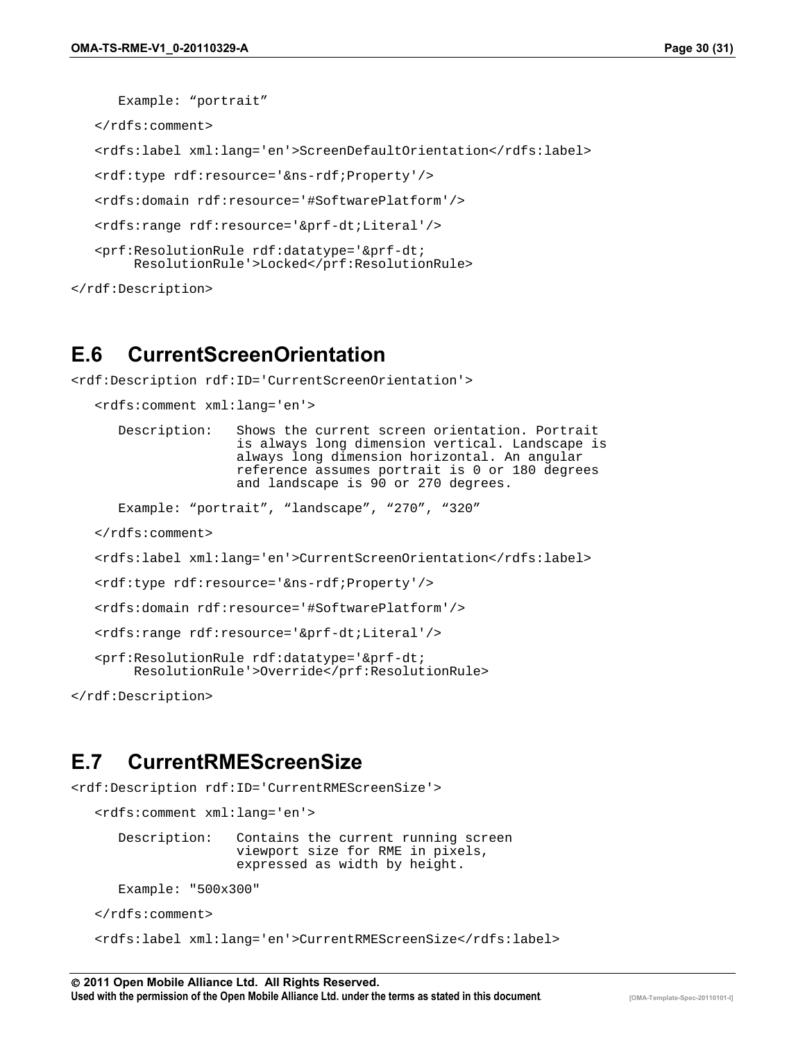```
      Example: “portrait”

   </rdfs:comment>

   <rdfs:label xml:lang='en'>ScreenDefaultOrientation</rdfs:label>

   <rdf:type rdf:resource='&ns-rdf;Property'/>

   <rdfs:domain rdf:resource='#SoftwarePlatform'/>

   <rdfs:range rdf:resource='&prf-dt;Literal'/>

   <prf:ResolutionRule rdf:datatype='&prf-dt;
        ResolutionRule'>Locked</prf:ResolutionRule>

</rdf:Description>
```

## E.6 CurrentScreenOrientation

```
<rdf:Description rdf:ID='CurrentScreenOrientation'>

   <rdfs:comment xml:lang='en'>

      Description:   Shows the current screen orientation. Portrait
                     is always long dimension vertical. Landscape is
                     always long dimension horizontal. An angular
                     reference assumes portrait is 0 or 180 degrees
                     and landscape is 90 or 270 degrees.

      Example: “portrait”, “landscape”, “270”, “320”

   </rdfs:comment>

   <rdfs:label xml:lang='en'>CurrentScreenOrientation</rdfs:label>

   <rdf:type rdf:resource='&ns-rdf;Property'/>

   <rdfs:domain rdf:resource='#SoftwarePlatform'/>

   <rdfs:range rdf:resource='&prf-dt;Literal'/>

   <prf:ResolutionRule rdf:datatype='&prf-dt;
        ResolutionRule'>Override</prf:ResolutionRule>

</rdf:Description>
```

## E.7 CurrentRMEScreenSize

```
<rdf:Description rdf:ID='CurrentRMEScreenSize'>

   <rdfs:comment xml:lang='en'>

      Description:   Contains the current running screen
                     viewport size for RME in pixels,
                     expressed as width by height.

      Example: "500x300"

   </rdfs:comment>

   <rdfs:label xml:lang='en'>CurrentRMEScreenSize</rdfs:label>
```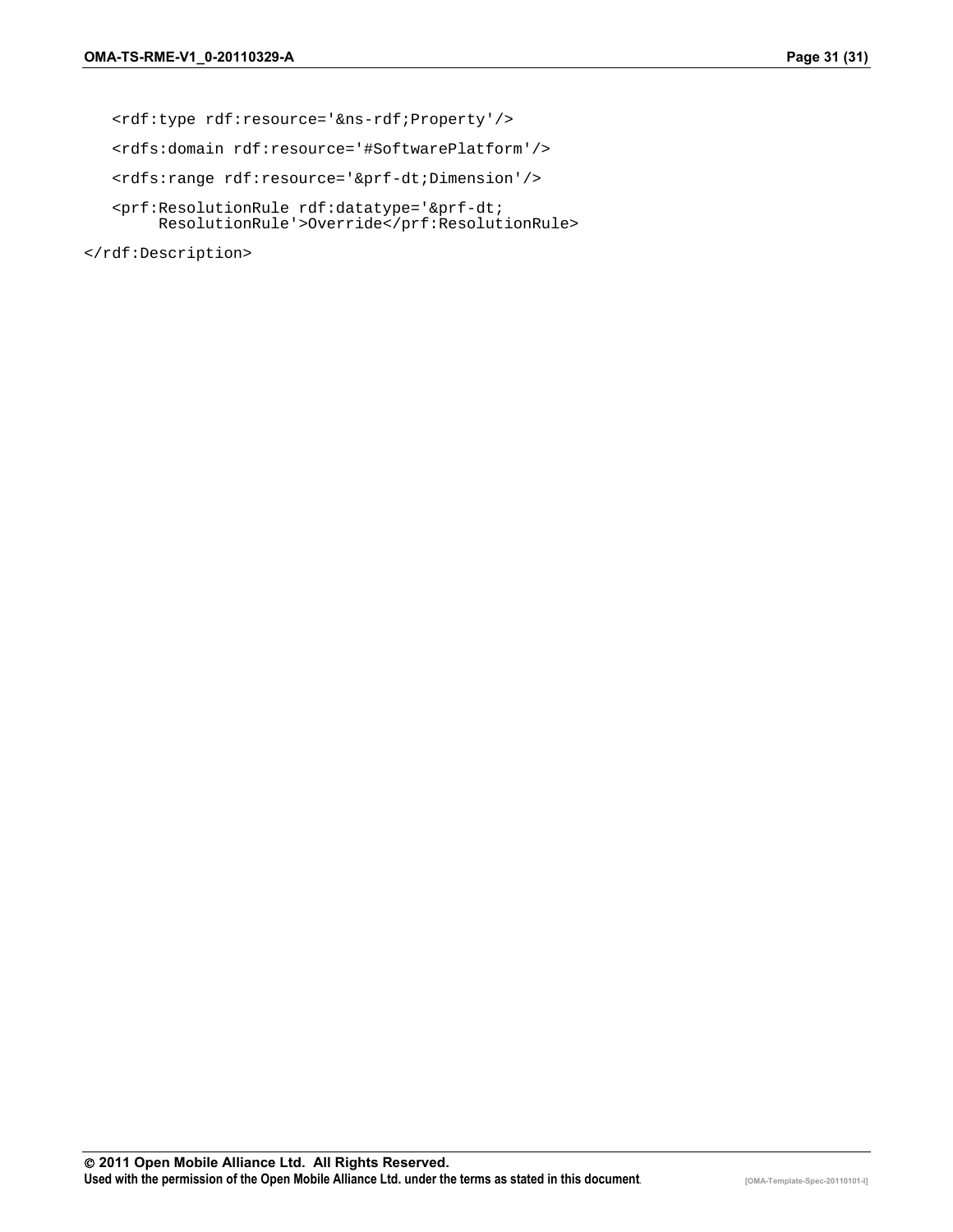```
   <rdf:type rdf:resource='&ns-rdf;Property'/>

   <rdfs:domain rdf:resource='#SoftwarePlatform'/>

   <rdfs:range rdf:resource='&prf-dt;Dimension'/>

   <prf:ResolutionRule rdf:datatype='&prf-dt;
        ResolutionRule'>Override</prf:ResolutionRule>

</rdf:Description>
```